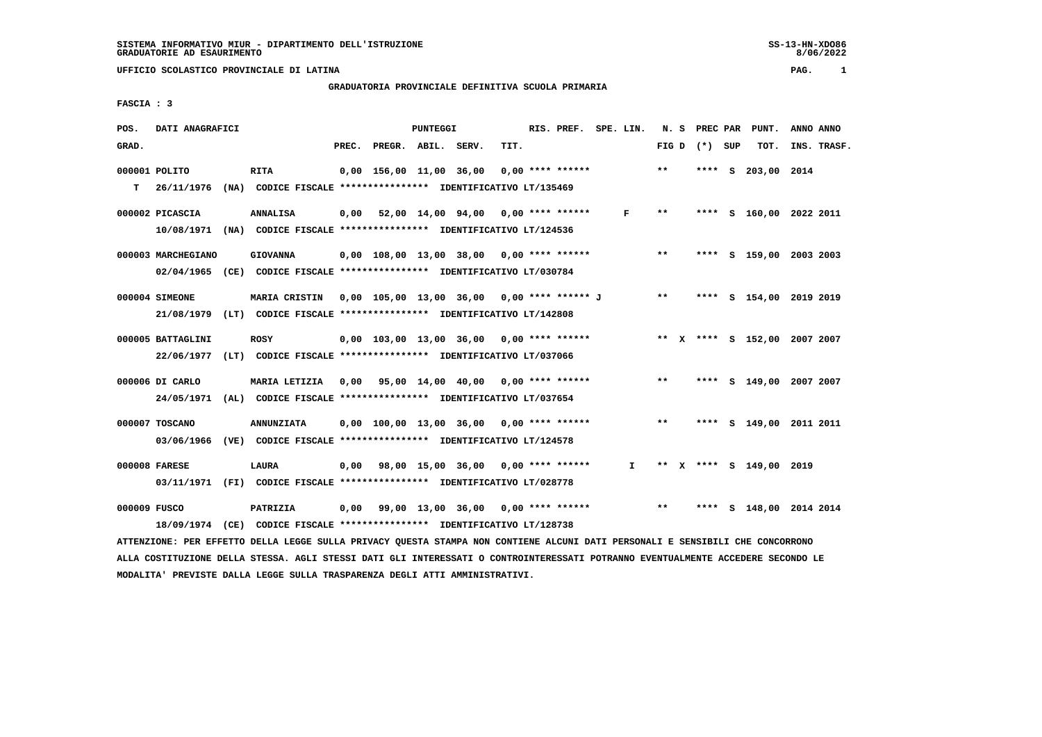SISTEMA INFORMATIVO MIUR - DIPARTIMENTO DELL'ISTRUZIONE
GRADUATORIE AD ESAURIMENTO

UFFICIO SCOLASTICO PROVINCIALE DI LATINA

GRADUATORIA PROVINCIALE DEFINITIVA SCUOLA PRIMARIA

FASCIA : 3

| POS. GRAD. | DATI ANAGRAFICI | | PREC. | PREGR. | ABIL. | SERV. | TIT. | RIS. PREF. | SPE. LIN. | FIG D | N. S (*) | PREC PAR SUP | PUNT. TOT. | ANNO INS. | ANNO TRASF. |
|---|---|---|---|---|---|---|---|---|---|---|---|---|---|---|---|
| 000001 | POLITO | RITA | 0,00 | 156,00 | 11,00 | 36,00 | 0,00 | **** ****** | | ** | | **** S | 203,00 | 2014 | |
| T | 26/11/1976 (NA) | CODICE FISCALE **************** IDENTIFICATIVO LT/135469 | | | | | | | | | | | | | |
| 000002 | PICASCIA | ANNALISA | 0,00 | 52,00 | 14,00 | 94,00 | 0,00 | **** ****** | F | ** | | **** S | 160,00 | 2022 | 2011 |
| | 10/08/1971 (NA) | CODICE FISCALE **************** IDENTIFICATIVO LT/124536 | | | | | | | | | | | | | |
| 000003 | MARCHEGIANO | GIOVANNA | 0,00 | 108,00 | 13,00 | 38,00 | 0,00 | **** ****** | | ** | | **** S | 159,00 | 2003 | 2003 |
| | 02/04/1965 (CE) | CODICE FISCALE **************** IDENTIFICATIVO LT/030784 | | | | | | | | | | | | | |
| 000004 | SIMEONE | MARIA CRISTIN | 0,00 | 105,00 | 13,00 | 36,00 | 0,00 | **** ****** J | | ** | | **** S | 154,00 | 2019 | 2019 |
| | 21/08/1979 (LT) | CODICE FISCALE **************** IDENTIFICATIVO LT/142808 | | | | | | | | | | | | | |
| 000005 | BATTAGLINI | ROSY | 0,00 | 103,00 | 13,00 | 36,00 | 0,00 | **** ****** | | ** | X | **** S | 152,00 | 2007 | 2007 |
| | 22/06/1977 (LT) | CODICE FISCALE **************** IDENTIFICATIVO LT/037066 | | | | | | | | | | | | | |
| 000006 | DI CARLO | MARIA LETIZIA | 0,00 | 95,00 | 14,00 | 40,00 | 0,00 | **** ****** | | ** | | **** S | 149,00 | 2007 | 2007 |
| | 24/05/1971 (AL) | CODICE FISCALE **************** IDENTIFICATIVO LT/037654 | | | | | | | | | | | | | |
| 000007 | TOSCANO | ANNUNZIATA | 0,00 | 100,00 | 13,00 | 36,00 | 0,00 | **** ****** | | ** | | **** S | 149,00 | 2011 | 2011 |
| | 03/06/1966 (VE) | CODICE FISCALE **************** IDENTIFICATIVO LT/124578 | | | | | | | | | | | | | |
| 000008 | FARESE | LAURA | 0,00 | 98,00 | 15,00 | 36,00 | 0,00 | **** ****** | I | ** | X | **** S | 149,00 | 2019 | |
| | 03/11/1971 (FI) | CODICE FISCALE **************** IDENTIFICATIVO LT/028778 | | | | | | | | | | | | | |
| 000009 | FUSCO | PATRIZIA | 0,00 | 99,00 | 13,00 | 36,00 | 0,00 | **** ****** | | ** | | **** S | 148,00 | 2014 | 2014 |
| | 18/09/1974 (CE) | CODICE FISCALE **************** IDENTIFICATIVO LT/128738 | | | | | | | | | | | | | |

ATTENZIONE: PER EFFETTO DELLA LEGGE SULLA PRIVACY QUESTA STAMPA NON CONTIENE ALCUNI DATI PERSONALI E SENSIBILI CHE CONCORRONO ALLA COSTITUZIONE DELLA STESSA. AGLI STESSI DATI GLI INTERESSATI O CONTROINTERESSATI POTRANNO EVENTUALMENTE ACCEDERE SECONDO LE MODALITA' PREVISTE DALLA LEGGE SULLA TRASPARENZA DEGLI ATTI AMMINISTRATIVI.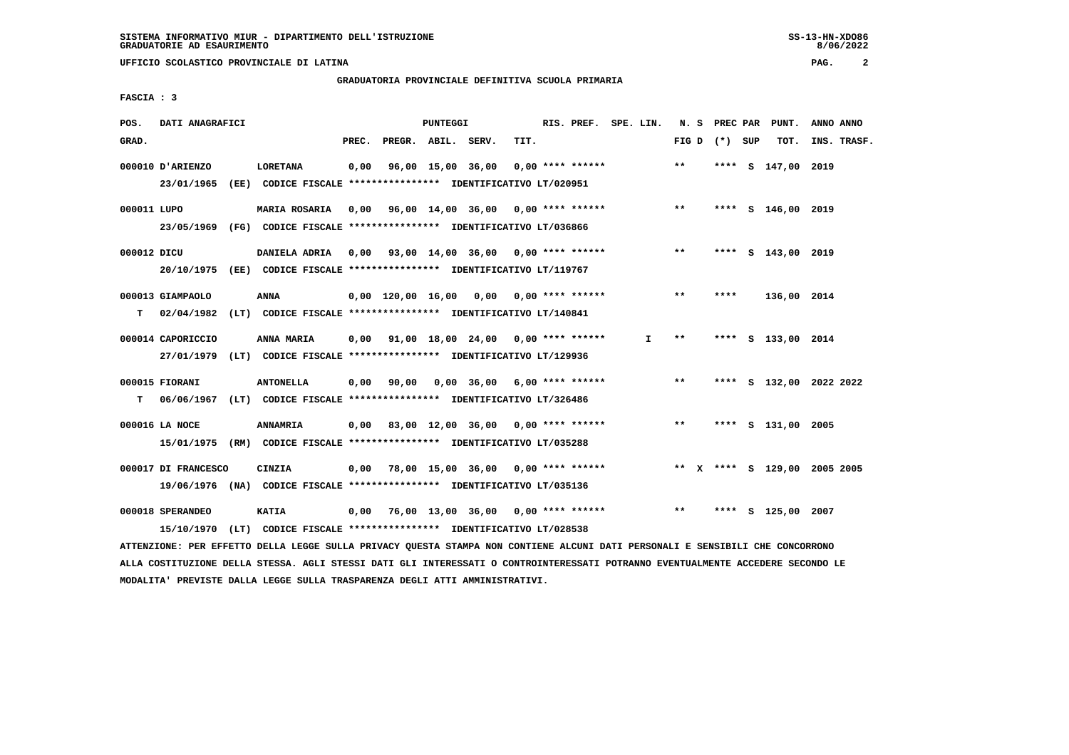SISTEMA INFORMATIVO MIUR - DIPARTIMENTO DELL'ISTRUZIONE
GRADUATORIE AD ESAURIMENTO

UFFICIO SCOLASTICO PROVINCIALE DI LATINA

**GRADUATORIA PROVINCIALE DEFINITIVA SCUOLA PRIMARIA**

FASCIA : 3

| POS. GRAD. | DATI ANAGRAFICI | | PREC. | PREGR. | ABIL. | SERV. | TIT. | RIS. PREF. | SPE. LIN. | N. S FIG D | PREC PAR (*) SUP | PUNT. TOT. | ANNO INS. | ANNO TRASF. |
|---|---|---|---|---|---|---|---|---|---|---|---|---|---|---|
| 000010 | D'ARIENZO | LORETANA | 0,00 | 96,00 | 15,00 | 36,00 | 0,00 | **** ****** | | ** | **** S | 147,00 | 2019 | |
| | 23/01/1965 (EE) CODICE FISCALE **************** IDENTIFICATIVO LT/020951 | | | | | | | | | | | | | |
| 000011 | LUPO | MARIA ROSARIA | 0,00 | 96,00 | 14,00 | 36,00 | 0,00 | **** ****** | | ** | **** S | 146,00 | 2019 | |
| | 23/05/1969 (FG) CODICE FISCALE **************** IDENTIFICATIVO LT/036866 | | | | | | | | | | | | | |
| 000012 | DICU | DANIELA ADRIA | 0,00 | 93,00 | 14,00 | 36,00 | 0,00 | **** ****** | | ** | **** S | 143,00 | 2019 | |
| | 20/10/1975 (EE) CODICE FISCALE **************** IDENTIFICATIVO LT/119767 | | | | | | | | | | | | | |
| 000013 | GIAMPAOLO | ANNA | 0,00 | 120,00 | 16,00 | 0,00 | 0,00 | **** ****** | | ** | **** | 136,00 | 2014 | |
| T | 02/04/1982 (LT) CODICE FISCALE **************** IDENTIFICATIVO LT/140841 | | | | | | | | | | | | | |
| 000014 | CAPORICCIO | ANNA MARIA | 0,00 | 91,00 | 18,00 | 24,00 | 0,00 | **** ****** | I | ** | **** S | 133,00 | 2014 | |
| | 27/01/1979 (LT) CODICE FISCALE **************** IDENTIFICATIVO LT/129936 | | | | | | | | | | | | | |
| 000015 | FIORANI | ANTONELLA | 0,00 | 90,00 | 0,00 | 36,00 | 6,00 | **** ****** | | ** | **** S | 132,00 | 2022 | 2022 |
| T | 06/06/1967 (LT) CODICE FISCALE **************** IDENTIFICATIVO LT/326486 | | | | | | | | | | | | | |
| 000016 | LA NOCE | ANNAMRIA | 0,00 | 83,00 | 12,00 | 36,00 | 0,00 | **** ****** | | ** | **** S | 131,00 | 2005 | |
| | 15/01/1975 (RM) CODICE FISCALE **************** IDENTIFICATIVO LT/035288 | | | | | | | | | | | | | |
| 000017 | DI FRANCESCO | CINZIA | 0,00 | 78,00 | 15,00 | 36,00 | 0,00 | **** ****** | | ** X | **** S | 129,00 | 2005 | 2005 |
| | 19/06/1976 (NA) CODICE FISCALE **************** IDENTIFICATIVO LT/035136 | | | | | | | | | | | | | |
| 000018 | SPERANDEO | KATIA | 0,00 | 76,00 | 13,00 | 36,00 | 0,00 | **** ****** | | ** | **** S | 125,00 | 2007 | |
| | 15/10/1970 (LT) CODICE FISCALE **************** IDENTIFICATIVO LT/028538 | | | | | | | | | | | | | |

ATTENZIONE: PER EFFETTO DELLA LEGGE SULLA PRIVACY QUESTA STAMPA NON CONTIENE ALCUNI DATI PERSONALI E SENSIBILI CHE CONCORRONO ALLA COSTITUZIONE DELLA STESSA. AGLI STESSI DATI GLI INTERESSATI O CONTROINTERESSATI POTRANNO EVENTUALMENTE ACCEDERE SECONDO LE MODALITA' PREVISTE DALLA LEGGE SULLA TRASPARENZA DEGLI ATTI AMMINISTRATIVI.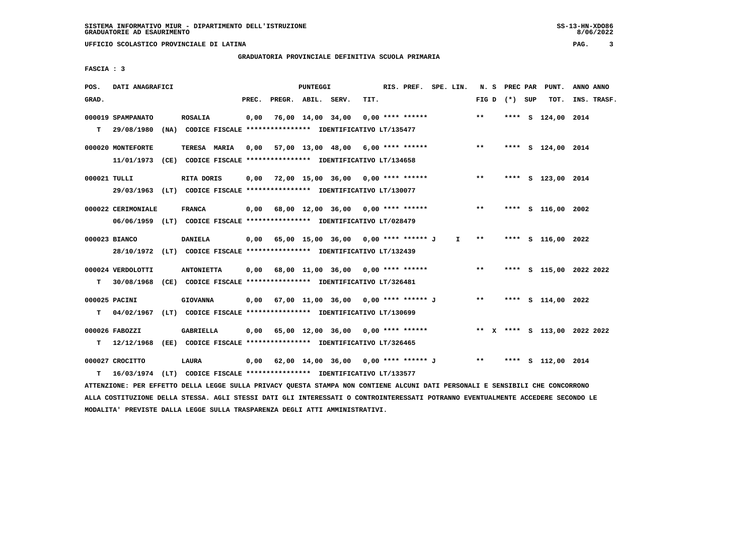SISTEMA INFORMATIVO MIUR - DIPARTIMENTO DELL'ISTRUZIONE
GRADUATORIE AD ESAURIMENTO

UFFICIO SCOLASTICO PROVINCIALE DI LATINA

GRADUATORIA PROVINCIALE DEFINITIVA SCUOLA PRIMARIA

FASCIA : 3

| POS. GRAD. | DATI ANAGRAFICI | | PREC. | PREGR. | ABIL. | SERV. | TIT. | RIS. PREF. | SPE. LIN. | N. S FIG D | PREC PAR (*) | SUP | PUNT. TOT. | ANNO INS. | ANNO TRASF. |
|---|---|---|---|---|---|---|---|---|---|---|---|---|---|---|---|
| 000019 | SPAMPANATO | ROSALIA | 0,00 | 76,00 | 14,00 | 34,00 | 0,00 | **** ****** | | ** | **** | S | 124,00 | 2014 | |
| T | 29/08/1980 (NA) CODICE FISCALE **************** IDENTIFICATIVO LT/135477 | | | | | | | | | | | | | | |
| 000020 | MONTEFORTE | TERESA MARIA | 0,00 | 57,00 | 13,00 | 48,00 | 6,00 | **** ****** | | ** | **** | S | 124,00 | 2014 | |
| | 11/01/1973 (CE) CODICE FISCALE **************** IDENTIFICATIVO LT/134658 | | | | | | | | | | | | | | |
| 000021 | TULLI | RITA DORIS | 0,00 | 72,00 | 15,00 | 36,00 | 0,00 | **** ****** | | ** | **** | S | 123,00 | 2014 | |
| | 29/03/1963 (LT) CODICE FISCALE **************** IDENTIFICATIVO LT/130077 | | | | | | | | | | | | | | |
| 000022 | CERIMONIALE | FRANCA | 0,00 | 68,00 | 12,00 | 36,00 | 0,00 | **** ****** | | ** | **** | S | 116,00 | 2002 | |
| | 06/06/1959 (LT) CODICE FISCALE **************** IDENTIFICATIVO LT/028479 | | | | | | | | | | | | | | |
| 000023 | BIANCO | DANIELA | 0,00 | 65,00 | 15,00 | 36,00 | 0,00 | **** ****** J | I | ** | **** | S | 116,00 | 2022 | |
| | 28/10/1972 (LT) CODICE FISCALE **************** IDENTIFICATIVO LT/132439 | | | | | | | | | | | | | | |
| 000024 | VERDOLOTTI | ANTONIETTA | 0,00 | 68,00 | 11,00 | 36,00 | 0,00 | **** ****** | | ** | **** | S | 115,00 | 2022 | 2022 |
| T | 30/08/1968 (CE) CODICE FISCALE **************** IDENTIFICATIVO LT/326481 | | | | | | | | | | | | | | |
| 000025 | PACINI | GIOVANNA | 0,00 | 67,00 | 11,00 | 36,00 | 0,00 | **** ****** J | | ** | **** | S | 114,00 | 2022 | |
| T | 04/02/1967 (LT) CODICE FISCALE **************** IDENTIFICATIVO LT/130699 | | | | | | | | | | | | | | |
| 000026 | FABOZZI | GABRIELLA | 0,00 | 65,00 | 12,00 | 36,00 | 0,00 | **** ****** | | ** X | **** | S | 113,00 | 2022 | 2022 |
| T | 12/12/1968 (EE) CODICE FISCALE **************** IDENTIFICATIVO LT/326465 | | | | | | | | | | | | | | |
| 000027 | CROCITTO | LAURA | 0,00 | 62,00 | 14,00 | 36,00 | 0,00 | **** ****** J | | ** | **** | S | 112,00 | 2014 | |
| T | 16/03/1974 (LT) CODICE FISCALE **************** IDENTIFICATIVO LT/133577 | | | | | | | | | | | | | | |

ATTENZIONE: PER EFFETTO DELLA LEGGE SULLA PRIVACY QUESTA STAMPA NON CONTIENE ALCUNI DATI PERSONALI E SENSIBILI CHE CONCORRONO ALLA COSTITUZIONE DELLA STESSA. AGLI STESSI DATI GLI INTERESSATI O CONTROINTERESSATI POTRANNO EVENTUALMENTE ACCEDERE SECONDO LE MODALITA' PREVISTE DALLA LEGGE SULLA TRASPARENZA DEGLI ATTI AMMINISTRATIVI.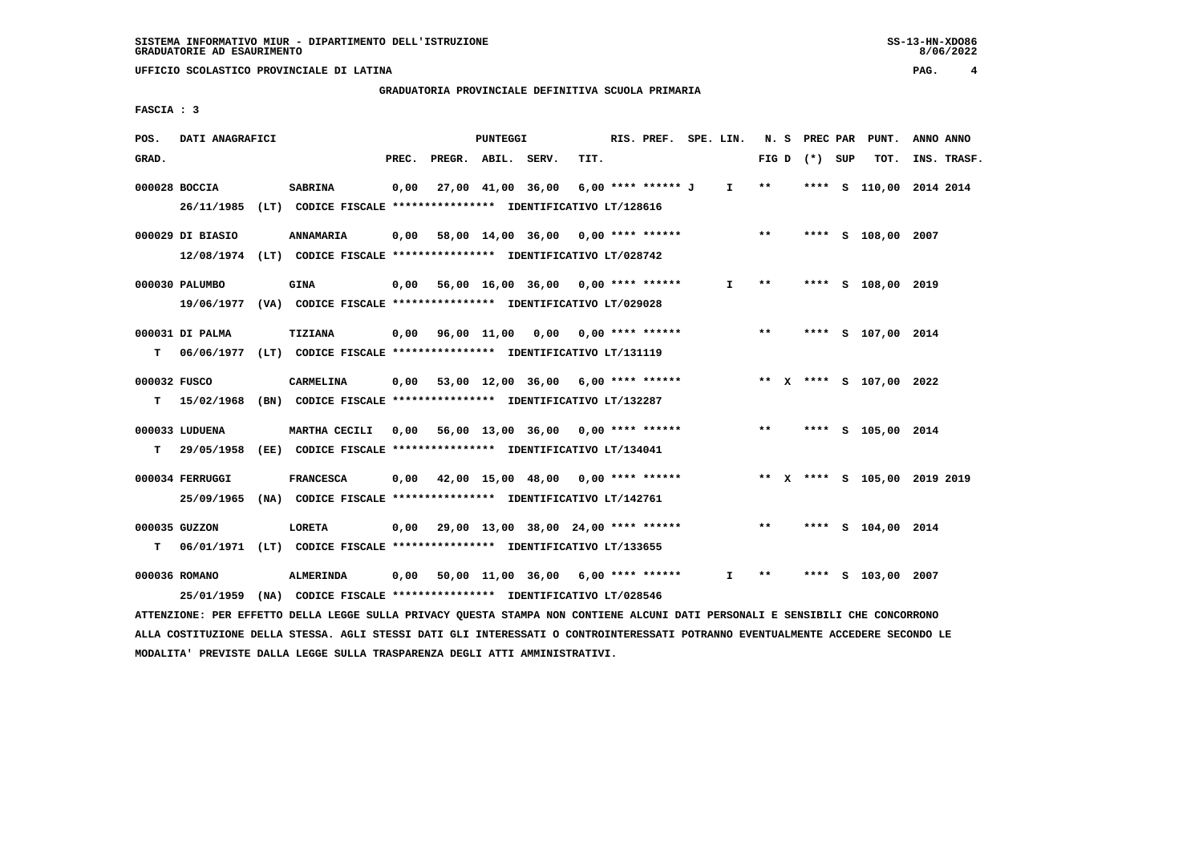GRADUATORIA PROVINCIALE DEFINITIVA SCUOLA PRIMARIA

FASCIA : 3

| POS. GRAD. | DATI ANAGRAFICI | | PREC. | PREGR. | ABIL. | SERV. | TIT. | RIS. PREF. | SPE. LIN. | N. S FIG D | PREC PAR (*) | SUP | PUNT. TOT. | ANNO INS. | ANNO TRASF. |
|---|---|---|---|---|---|---|---|---|---|---|---|---|---|---|---|
| 000028 BOCCIA | SABRINA | | 0,00 | 27,00 | 41,00 | 36,00 | 6,00 | **** ****** J | I | ** | **** | S | 110,00 | 2014 | 2014 |
| | 26/11/1985 (LT) CODICE FISCALE **************** IDENTIFICATIVO LT/128616 | | | | | | | | | | | | | | |
| 000029 DI BIASIO | ANNAMARIA | | 0,00 | 58,00 | 14,00 | 36,00 | 0,00 | **** ****** | | ** | **** | S | 108,00 | 2007 | |
| | 12/08/1974 (LT) CODICE FISCALE **************** IDENTIFICATIVO LT/028742 | | | | | | | | | | | | | | |
| 000030 PALUMBO | GINA | | 0,00 | 56,00 | 16,00 | 36,00 | 0,00 | **** ****** | I | ** | **** | S | 108,00 | 2019 | |
| | 19/06/1977 (VA) CODICE FISCALE **************** IDENTIFICATIVO LT/029028 | | | | | | | | | | | | | | |
| 000031 DI PALMA | TIZIANA | | 0,00 | 96,00 | 11,00 | 0,00 | 0,00 | **** ****** | | ** | **** | S | 107,00 | 2014 | |
| T | 06/06/1977 (LT) CODICE FISCALE **************** IDENTIFICATIVO LT/131119 | | | | | | | | | | | | | | |
| 000032 FUSCO | CARMELINA | | 0,00 | 53,00 | 12,00 | 36,00 | 6,00 | **** ****** | | ** X | **** | S | 107,00 | 2022 | |
| T | 15/02/1968 (BN) CODICE FISCALE **************** IDENTIFICATIVO LT/132287 | | | | | | | | | | | | | | |
| 000033 LUDUENA | MARTHA CECILI | | 0,00 | 56,00 | 13,00 | 36,00 | 0,00 | **** ****** | | ** | **** | S | 105,00 | 2014 | |
| T | 29/05/1958 (EE) CODICE FISCALE **************** IDENTIFICATIVO LT/134041 | | | | | | | | | | | | | | |
| 000034 FERRUGGI | FRANCESCA | | 0,00 | 42,00 | 15,00 | 48,00 | 0,00 | **** ****** | | ** X | **** | S | 105,00 | 2019 | 2019 |
| | 25/09/1965 (NA) CODICE FISCALE **************** IDENTIFICATIVO LT/142761 | | | | | | | | | | | | | | |
| 000035 GUZZON | LORETA | | 0,00 | 29,00 | 13,00 | 38,00 | 24,00 | **** ****** | | ** | **** | S | 104,00 | 2014 | |
| T | 06/01/1971 (LT) CODICE FISCALE **************** IDENTIFICATIVO LT/133655 | | | | | | | | | | | | | | |
| 000036 ROMANO | ALMERINDA | | 0,00 | 50,00 | 11,00 | 36,00 | 6,00 | **** ****** | I | ** | **** | S | 103,00 | 2007 | |
| | 25/01/1959 (NA) CODICE FISCALE **************** IDENTIFICATIVO LT/028546 | | | | | | | | | | | | | | |

ATTENZIONE: PER EFFETTO DELLA LEGGE SULLA PRIVACY QUESTA STAMPA NON CONTIENE ALCUNI DATI PERSONALI E SENSIBILI CHE CONCORRONO ALLA COSTITUZIONE DELLA STESSA. AGLI STESSI DATI GLI INTERESSATI O CONTROINTERESSATI POTRANNO EVENTUALMENTE ACCEDERE SECONDO LE MODALITA' PREVISTE DALLA LEGGE SULLA TRASPARENZA DEGLI ATTI AMMINISTRATIVI.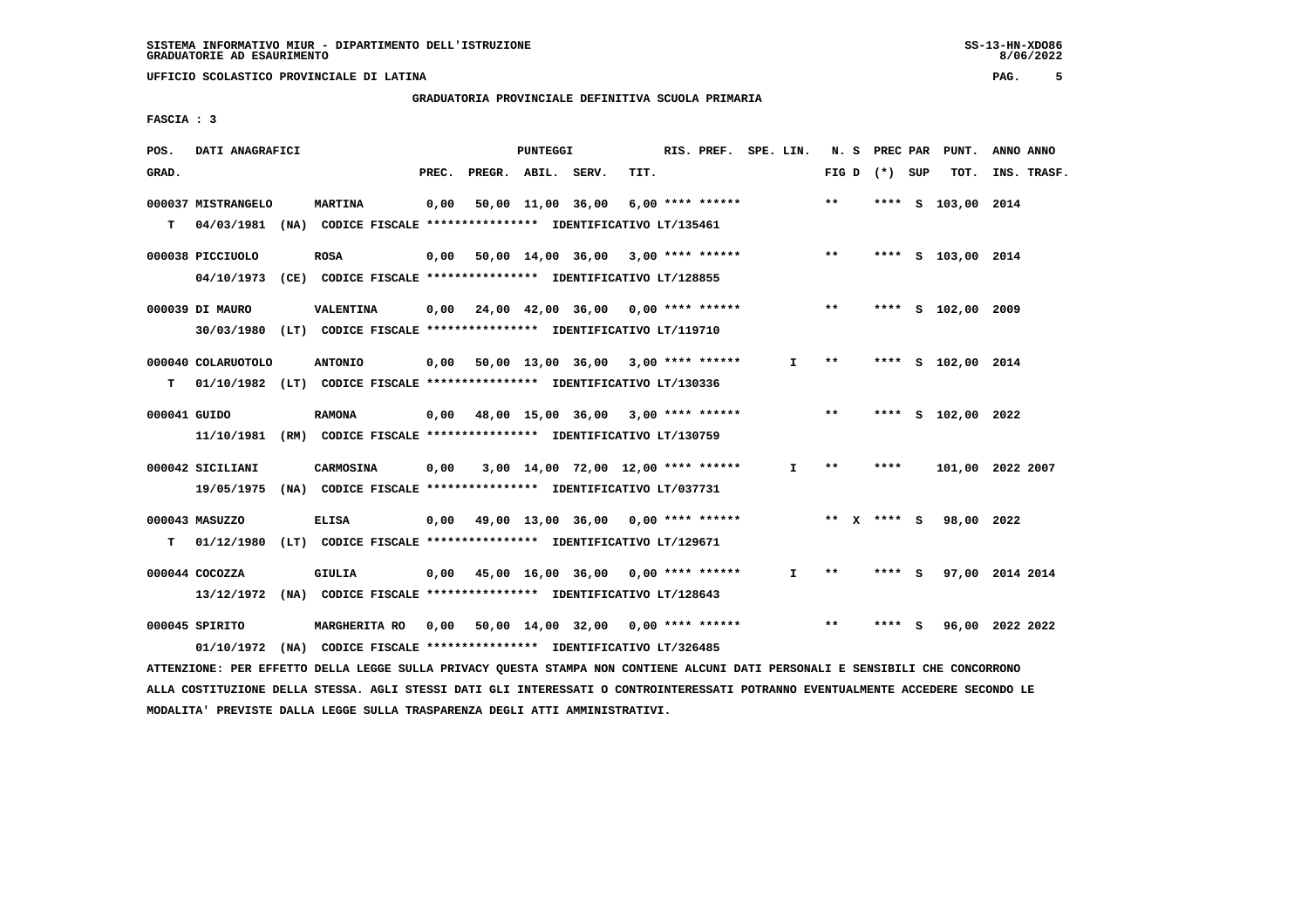UFFICIO SCOLASTICO PROVINCIALE DI LATINA

GRADUATORIA PROVINCIALE DEFINITIVA SCUOLA PRIMARIA

FASCIA : 3

| POS. GRAD. | DATI ANAGRAFICI | | PREC. | PREGR. | ABIL. | SERV. | TIT. | RIS. PREF. | SPE. LIN. | N. S FIG D | PREC PAR (*) SUP | PUNT. TOT. | ANNO INS. | ANNO TRASF. |
|---|---|---|---|---|---|---|---|---|---|---|---|---|---|---|
| 000037 | MISTRANGELO | MARTINA | 0,00 | 50,00 | 11,00 | 36,00 | 6,00 | **** ****** | | ** | **** S | 103,00 | 2014 | |
| T | 04/03/1981 (NA) CODICE FISCALE **************** IDENTIFICATIVO LT/135461 | | | | | | | | | | | | | |
| 000038 | PICCIUOLO | ROSA | 0,00 | 50,00 | 14,00 | 36,00 | 3,00 | **** ****** | | ** | **** S | 103,00 | 2014 | |
| | 04/10/1973 (CE) CODICE FISCALE **************** IDENTIFICATIVO LT/128855 | | | | | | | | | | | | | |
| 000039 | DI MAURO | VALENTINA | 0,00 | 24,00 | 42,00 | 36,00 | 0,00 | **** ****** | | ** | **** S | 102,00 | 2009 | |
| | 30/03/1980 (LT) CODICE FISCALE **************** IDENTIFICATIVO LT/119710 | | | | | | | | | | | | | |
| 000040 | COLARUOTOLO | ANTONIO | 0,00 | 50,00 | 13,00 | 36,00 | 3,00 | **** ****** | I | ** | **** S | 102,00 | 2014 | |
| T | 01/10/1982 (LT) CODICE FISCALE **************** IDENTIFICATIVO LT/130336 | | | | | | | | | | | | | |
| 000041 | GUIDO | RAMONA | 0,00 | 48,00 | 15,00 | 36,00 | 3,00 | **** ****** | | ** | **** S | 102,00 | 2022 | |
| | 11/10/1981 (RM) CODICE FISCALE **************** IDENTIFICATIVO LT/130759 | | | | | | | | | | | | | |
| 000042 | SICILIANI | CARMOSINA | 0,00 | 3,00 | 14,00 | 72,00 | 12,00 | **** ****** | I | ** | **** | 101,00 | 2022 | 2007 |
| | 19/05/1975 (NA) CODICE FISCALE **************** IDENTIFICATIVO LT/037731 | | | | | | | | | | | | | |
| 000043 | MASUZZO | ELISA | 0,00 | 49,00 | 13,00 | 36,00 | 0,00 | **** ****** | | ** X | **** S | 98,00 | 2022 | |
| T | 01/12/1980 (LT) CODICE FISCALE **************** IDENTIFICATIVO LT/129671 | | | | | | | | | | | | | |
| 000044 | COCOZZA | GIULIA | 0,00 | 45,00 | 16,00 | 36,00 | 0,00 | **** ****** | I | ** | **** S | 97,00 | 2014 | 2014 |
| | 13/12/1972 (NA) CODICE FISCALE **************** IDENTIFICATIVO LT/128643 | | | | | | | | | | | | | |
| 000045 | SPIRITO | MARGHERITA RO | 0,00 | 50,00 | 14,00 | 32,00 | 0,00 | **** ****** | | ** | **** S | 96,00 | 2022 | 2022 |
| | 01/10/1972 (NA) CODICE FISCALE **************** IDENTIFICATIVO LT/326485 | | | | | | | | | | | | | |

ATTENZIONE: PER EFFETTO DELLA LEGGE SULLA PRIVACY QUESTA STAMPA NON CONTIENE ALCUNI DATI PERSONALI E SENSIBILI CHE CONCORRONO ALLA COSTITUZIONE DELLA STESSA. AGLI STESSI DATI GLI INTERESSATI O CONTROINTERESSATI POTRANNO EVENTUALMENTE ACCEDERE SECONDO LE MODALITA' PREVISTE DALLA LEGGE SULLA TRASPARENZA DEGLI ATTI AMMINISTRATIVI.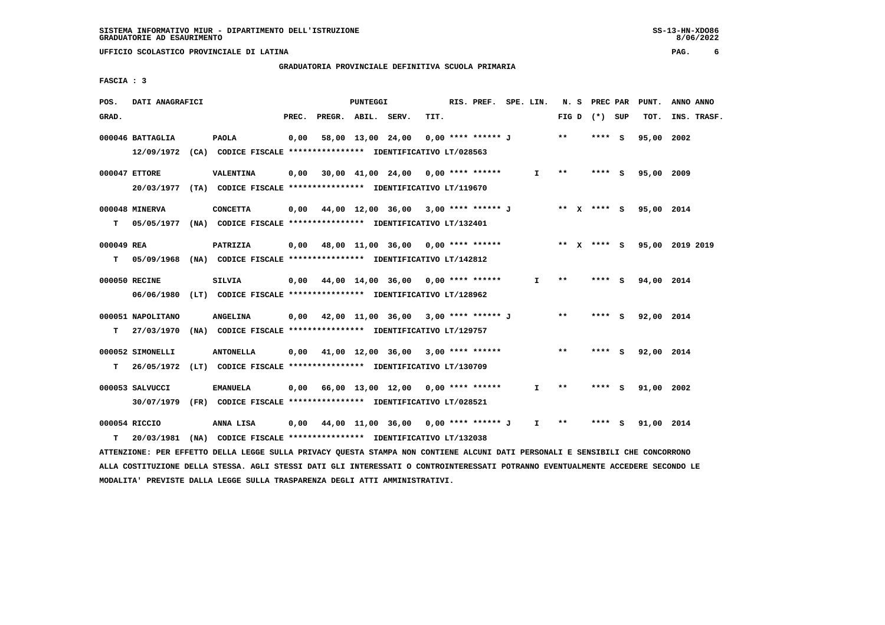SISTEMA INFORMATIVO MIUR - DIPARTIMENTO DELL'ISTRUZIONE
GRADUATORIE AD ESAURIMENTO

UFFICIO SCOLASTICO PROVINCIALE DI LATINA

GRADUATORIA PROVINCIALE DEFINITIVA SCUOLA PRIMARIA

FASCIA : 3

| POS. GRAD. | DATI ANAGRAFICI | | PREC. | PREGR. | ABIL. | SERV. | TIT. | RIS. PREF. | SPE. LIN. | N. S FIG D | PREC PAR (*) SUP | PUNT. TOT. | ANNO INS. | ANNO TRASF. |
|---|---|---|---|---|---|---|---|---|---|---|---|---|---|---|
| 000046 | BATTAGLIA | PAOLA | 0,00 | 58,00 | 13,00 | 24,00 | 0,00 | **** ****** J | | ** | **** S | 95,00 | 2002 | |
| | 12/09/1972 (CA) CODICE FISCALE **************** IDENTIFICATIVO LT/028563 | | | | | | | | | | | | | |
| 000047 | ETTORE | VALENTINA | 0,00 | 30,00 | 41,00 | 24,00 | 0,00 | **** ****** | I | ** | **** S | 95,00 | 2009 | |
| | 20/03/1977 (TA) CODICE FISCALE **************** IDENTIFICATIVO LT/119670 | | | | | | | | | | | | | |
| 000048 | MINERVA | CONCETTA | 0,00 | 44,00 | 12,00 | 36,00 | 3,00 | **** ****** J | | ** X | **** S | 95,00 | 2014 | |
| T | 05/05/1977 (NA) CODICE FISCALE **************** IDENTIFICATIVO LT/132401 | | | | | | | | | | | | | |
| 000049 | REA | PATRIZIA | 0,00 | 48,00 | 11,00 | 36,00 | 0,00 | **** ****** | | ** X | **** S | 95,00 | 2019 | 2019 |
| T | 05/09/1968 (NA) CODICE FISCALE **************** IDENTIFICATIVO LT/142812 | | | | | | | | | | | | | |
| 000050 | RECINE | SILVIA | 0,00 | 44,00 | 14,00 | 36,00 | 0,00 | **** ****** | I | ** | **** S | 94,00 | 2014 | |
| | 06/06/1980 (LT) CODICE FISCALE **************** IDENTIFICATIVO LT/128962 | | | | | | | | | | | | | |
| 000051 | NAPOLITANO | ANGELINA | 0,00 | 42,00 | 11,00 | 36,00 | 3,00 | **** ****** J | | ** | **** S | 92,00 | 2014 | |
| T | 27/03/1970 (NA) CODICE FISCALE **************** IDENTIFICATIVO LT/129757 | | | | | | | | | | | | | |
| 000052 | SIMONELLI | ANTONELLA | 0,00 | 41,00 | 12,00 | 36,00 | 3,00 | **** ****** | | ** | **** S | 92,00 | 2014 | |
| T | 26/05/1972 (LT) CODICE FISCALE **************** IDENTIFICATIVO LT/130709 | | | | | | | | | | | | | |
| 000053 | SALVUCCI | EMANUELA | 0,00 | 66,00 | 13,00 | 12,00 | 0,00 | **** ****** | I | ** | **** S | 91,00 | 2002 | |
| | 30/07/1979 (FR) CODICE FISCALE **************** IDENTIFICATIVO LT/028521 | | | | | | | | | | | | | |
| 000054 | RICCIO | ANNA LISA | 0,00 | 44,00 | 11,00 | 36,00 | 0,00 | **** ****** J | I | ** | **** S | 91,00 | 2014 | |
| T | 20/03/1981 (NA) CODICE FISCALE **************** IDENTIFICATIVO LT/132038 | | | | | | | | | | | | | |

ATTENZIONE: PER EFFETTO DELLA LEGGE SULLA PRIVACY QUESTA STAMPA NON CONTIENE ALCUNI DATI PERSONALI E SENSIBILI CHE CONCORRONO ALLA COSTITUZIONE DELLA STESSA. AGLI STESSI DATI GLI INTERESSATI O CONTROINTERESSATI POTRANNO EVENTUALMENTE ACCEDERE SECONDO LE MODALITA' PREVISTE DALLA LEGGE SULLA TRASPARENZA DEGLI ATTI AMMINISTRATIVI.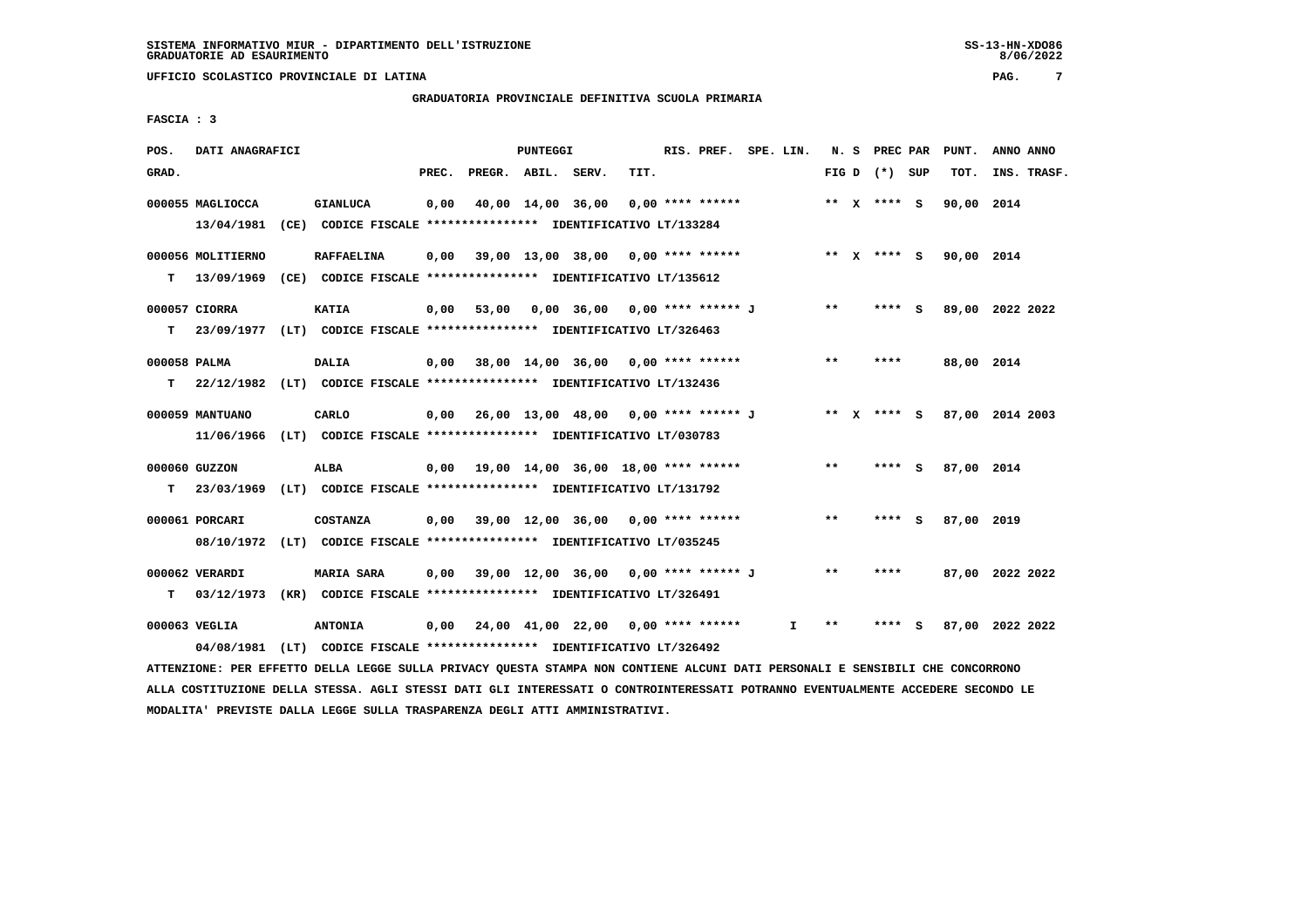SISTEMA INFORMATIVO MIUR - DIPARTIMENTO DELL'ISTRUZIONE
GRADUATORIE AD ESAURIMENTO

UFFICIO SCOLASTICO PROVINCIALE DI LATINA

GRADUATORIA PROVINCIALE DEFINITIVA SCUOLA PRIMARIA

FASCIA : 3

| POS. GRAD. | DATI ANAGRAFICI | | PREC. | PREGR. | ABIL. | SERV. | TIT. | RIS. PREF. | SPE. LIN. | N. S FIG D | PREC PAR (*) SUP | PUNT. TOT. | ANNO INS. | ANNO TRASF. |
|---|---|---|---|---|---|---|---|---|---|---|---|---|---|---|
| 000055 | MAGLIOCCA | GIANLUCA | 0,00 | 40,00 | 14,00 | 36,00 | 0,00 | **** ****** | | ** X | **** S | 90,00 | 2014 | |
| | 13/04/1981 (CE) CODICE FISCALE **************** IDENTIFICATIVO LT/133284 | | | | | | | | | | | | | |
| 000056 | MOLITIERNO | RAFFAELINA | 0,00 | 39,00 | 13,00 | 38,00 | 0,00 | **** ****** | | ** X | **** S | 90,00 | 2014 | |
| T | 13/09/1969 (CE) CODICE FISCALE **************** IDENTIFICATIVO LT/135612 | | | | | | | | | | | | | |
| 000057 | CIORRA | KATIA | 0,00 | 53,00 | 0,00 | 36,00 | 0,00 | **** ****** J | | ** | **** S | 89,00 | 2022 | 2022 |
| T | 23/09/1977 (LT) CODICE FISCALE **************** IDENTIFICATIVO LT/326463 | | | | | | | | | | | | | |
| 000058 | PALMA | DALIA | 0,00 | 38,00 | 14,00 | 36,00 | 0,00 | **** ****** | | ** | **** | 88,00 | 2014 | |
| T | 22/12/1982 (LT) CODICE FISCALE **************** IDENTIFICATIVO LT/132436 | | | | | | | | | | | | | |
| 000059 | MANTUANO | CARLO | 0,00 | 26,00 | 13,00 | 48,00 | 0,00 | **** ****** J | | ** X | **** S | 87,00 | 2014 | 2003 |
| | 11/06/1966 (LT) CODICE FISCALE **************** IDENTIFICATIVO LT/030783 | | | | | | | | | | | | | |
| 000060 | GUZZON | ALBA | 0,00 | 19,00 | 14,00 | 36,00 | 18,00 | **** ****** | | ** | **** S | 87,00 | 2014 | |
| T | 23/03/1969 (LT) CODICE FISCALE **************** IDENTIFICATIVO LT/131792 | | | | | | | | | | | | | |
| 000061 | PORCARI | COSTANZA | 0,00 | 39,00 | 12,00 | 36,00 | 0,00 | **** ****** | | ** | **** S | 87,00 | 2019 | |
| | 08/10/1972 (LT) CODICE FISCALE **************** IDENTIFICATIVO LT/035245 | | | | | | | | | | | | | |
| 000062 | VERARDI | MARIA SARA | 0,00 | 39,00 | 12,00 | 36,00 | 0,00 | **** ****** J | | ** | **** | 87,00 | 2022 | 2022 |
| T | 03/12/1973 (KR) CODICE FISCALE **************** IDENTIFICATIVO LT/326491 | | | | | | | | | | | | | |
| 000063 | VEGLIA | ANTONIA | 0,00 | 24,00 | 41,00 | 22,00 | 0,00 | **** ****** | I | ** | **** S | 87,00 | 2022 | 2022 |
| | 04/08/1981 (LT) CODICE FISCALE **************** IDENTIFICATIVO LT/326492 | | | | | | | | | | | | | |

ATTENZIONE: PER EFFETTO DELLA LEGGE SULLA PRIVACY QUESTA STAMPA NON CONTIENE ALCUNI DATI PERSONALI E SENSIBILI CHE CONCORRONO ALLA COSTITUZIONE DELLA STESSA. AGLI STESSI DATI GLI INTERESSATI O CONTROINTERESSATI POTRANNO EVENTUALMENTE ACCEDERE SECONDO LE MODALITA' PREVISTE DALLA LEGGE SULLA TRASPARENZA DEGLI ATTI AMMINISTRATIVI.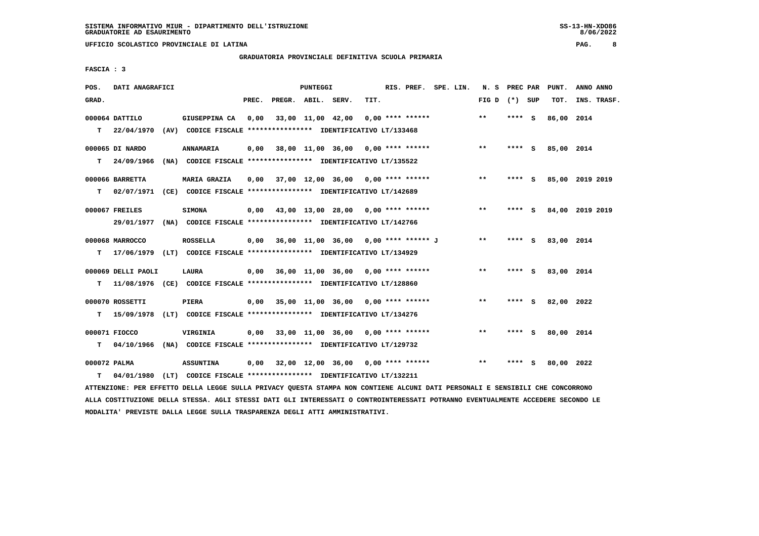SISTEMA INFORMATIVO MIUR - DIPARTIMENTO DELL'ISTRUZIONE
GRADUATORIE AD ESAURIMENTO

UFFICIO SCOLASTICO PROVINCIALE DI LATINA

GRADUATORIA PROVINCIALE DEFINITIVA SCUOLA PRIMARIA

FASCIA : 3

| POS. GRAD. | DATI ANAGRAFICI | | PREC. | PREGR. | ABIL. | SERV. | TIT. | RIS. PREF. | SPE. LIN. | N. S FIG D | PREC PAR (*) | SUP | PUNT. TOT. | ANNO INS. | ANNO TRASF. |
|---|---|---|---|---|---|---|---|---|---|---|---|---|---|---|---|
| 000064 | DATTILO | GIUSEPPINA CA | 0,00 | 33,00 | 11,00 | 42,00 | 0,00 | **** ****** | | ** | **** | S | 86,00 | 2014 | |
| T | 22/04/1970 (AV) | CODICE FISCALE **************** IDENTIFICATIVO LT/133468 | | | | | | | | | | | | | |
| 000065 | DI NARDO | ANNAMARIA | 0,00 | 38,00 | 11,00 | 36,00 | 0,00 | **** ****** | | ** | **** | S | 85,00 | 2014 | |
| T | 24/09/1966 (NA) | CODICE FISCALE **************** IDENTIFICATIVO LT/135522 | | | | | | | | | | | | | |
| 000066 | BARRETTA | MARIA GRAZIA | 0,00 | 37,00 | 12,00 | 36,00 | 0,00 | **** ****** | | ** | **** | S | 85,00 | 2019 | 2019 |
| T | 02/07/1971 (CE) | CODICE FISCALE **************** IDENTIFICATIVO LT/142689 | | | | | | | | | | | | | |
| 000067 | FREILES | SIMONA | 0,00 | 43,00 | 13,00 | 28,00 | 0,00 | **** ****** | | ** | **** | S | 84,00 | 2019 | 2019 |
| | 29/01/1977 (NA) | CODICE FISCALE **************** IDENTIFICATIVO LT/142766 | | | | | | | | | | | | | |
| 000068 | MARROCCO | ROSSELLA | 0,00 | 36,00 | 11,00 | 36,00 | 0,00 | **** ****** J | | ** | **** | S | 83,00 | 2014 | |
| T | 17/06/1979 (LT) | CODICE FISCALE **************** IDENTIFICATIVO LT/134929 | | | | | | | | | | | | | |
| 000069 | DELLI PAOLI | LAURA | 0,00 | 36,00 | 11,00 | 36,00 | 0,00 | **** ****** | | ** | **** | S | 83,00 | 2014 | |
| T | 11/08/1976 (CE) | CODICE FISCALE **************** IDENTIFICATIVO LT/128860 | | | | | | | | | | | | | |
| 000070 | ROSSETTI | PIERA | 0,00 | 35,00 | 11,00 | 36,00 | 0,00 | **** ****** | | ** | **** | S | 82,00 | 2022 | |
| T | 15/09/1978 (LT) | CODICE FISCALE **************** IDENTIFICATIVO LT/134276 | | | | | | | | | | | | | |
| 000071 | FIOCCO | VIRGINIA | 0,00 | 33,00 | 11,00 | 36,00 | 0,00 | **** ****** | | ** | **** | S | 80,00 | 2014 | |
| T | 04/10/1966 (NA) | CODICE FISCALE **************** IDENTIFICATIVO LT/129732 | | | | | | | | | | | | | |
| 000072 | PALMA | ASSUNTINA | 0,00 | 32,00 | 12,00 | 36,00 | 0,00 | **** ****** | | ** | **** | S | 80,00 | 2022 | |
| T | 04/01/1980 (LT) | CODICE FISCALE **************** IDENTIFICATIVO LT/132211 | | | | | | | | | | | | | |

ATTENZIONE: PER EFFETTO DELLA LEGGE SULLA PRIVACY QUESTA STAMPA NON CONTIENE ALCUNI DATI PERSONALI E SENSIBILI CHE CONCORRONO ALLA COSTITUZIONE DELLA STESSA. AGLI STESSI DATI GLI INTERESSATI O CONTROINTERESSATI POTRANNO EVENTUALMENTE ACCEDERE SECONDO LE MODALITA' PREVISTE DALLA LEGGE SULLA TRASPARENZA DEGLI ATTI AMMINISTRATIVI.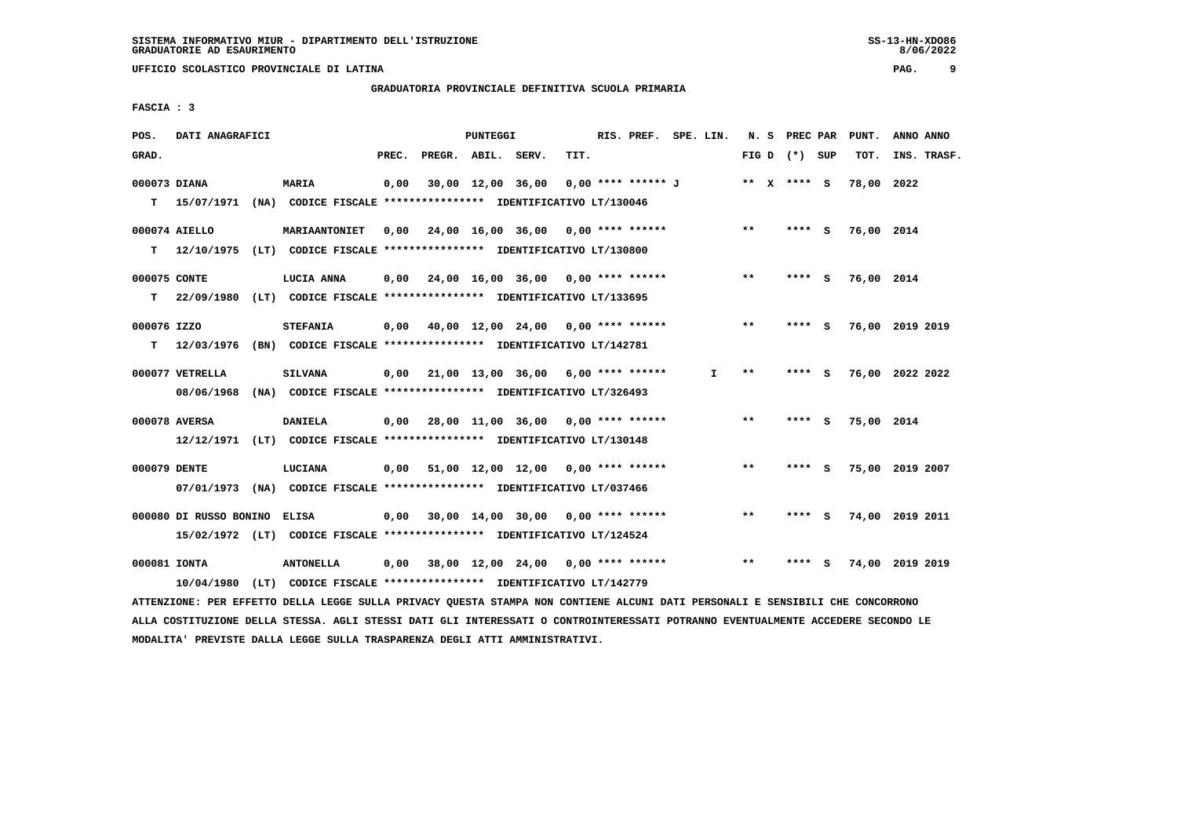SISTEMA INFORMATIVO MIUR - DIPARTIMENTO DELL'ISTRUZIONE
GRADUATORIE AD ESAURIMENTO

UFFICIO SCOLASTICO PROVINCIALE DI LATINA

## GRADUATORIA PROVINCIALE DEFINITIVA SCUOLA PRIMARIA

FASCIA : 3

| POS. GRAD. | DATI ANAGRAFICI | | PREC. | PREGR. | ABIL. | SERV. | TIT. | RIS. PREF. | SPE. LIN. | N. S FIG D | PREC PAR (*) | SUP | PUNT. TOT. | ANNO INS. | ANNO TRASF. |
|---|---|---|---|---|---|---|---|---|---|---|---|---|---|---|---|
| 000073 | DIANA | MARIA | 0,00 | 30,00 | 12,00 | 36,00 | 0,00 | **** ****** J | | ** X | **** | S | 78,00 | 2022 | |
| T | 15/07/1971 (NA) | CODICE FISCALE **************** IDENTIFICATIVO LT/130046 | | | | | | | | | | | | | |
| 000074 | AIELLO | MARIAANTONIET | 0,00 | 24,00 | 16,00 | 36,00 | 0,00 | **** ****** | | ** | **** | S | 76,00 | 2014 | |
| T | 12/10/1975 (LT) | CODICE FISCALE **************** IDENTIFICATIVO LT/130800 | | | | | | | | | | | | | |
| 000075 | CONTE | LUCIA ANNA | 0,00 | 24,00 | 16,00 | 36,00 | 0,00 | **** ****** | | ** | **** | S | 76,00 | 2014 | |
| T | 22/09/1980 (LT) | CODICE FISCALE **************** IDENTIFICATIVO LT/133695 | | | | | | | | | | | | | |
| 000076 | IZZO | STEFANIA | 0,00 | 40,00 | 12,00 | 24,00 | 0,00 | **** ****** | | ** | **** | S | 76,00 | 2019 | 2019 |
| T | 12/03/1976 (BN) | CODICE FISCALE **************** IDENTIFICATIVO LT/142781 | | | | | | | | | | | | | |
| 000077 | VETRELLA | SILVANA | 0,00 | 21,00 | 13,00 | 36,00 | 6,00 | **** ****** | I | ** | **** | S | 76,00 | 2022 | 2022 |
| | 08/06/1968 (NA) | CODICE FISCALE **************** IDENTIFICATIVO LT/326493 | | | | | | | | | | | | | |
| 000078 | AVERSA | DANIELA | 0,00 | 28,00 | 11,00 | 36,00 | 0,00 | **** ****** | | ** | **** | S | 75,00 | 2014 | |
| | 12/12/1971 (LT) | CODICE FISCALE **************** IDENTIFICATIVO LT/130148 | | | | | | | | | | | | | |
| 000079 | DENTE | LUCIANA | 0,00 | 51,00 | 12,00 | 12,00 | 0,00 | **** ****** | | ** | **** | S | 75,00 | 2019 | 2007 |
| | 07/01/1973 (NA) | CODICE FISCALE **************** IDENTIFICATIVO LT/037466 | | | | | | | | | | | | | |
| 000080 | DI RUSSO BONINO | ELISA | 0,00 | 30,00 | 14,00 | 30,00 | 0,00 | **** ****** | | ** | **** | S | 74,00 | 2019 | 2011 |
| | 15/02/1972 (LT) | CODICE FISCALE **************** IDENTIFICATIVO LT/124524 | | | | | | | | | | | | | |
| 000081 | IONTA | ANTONELLA | 0,00 | 38,00 | 12,00 | 24,00 | 0,00 | **** ****** | | ** | **** | S | 74,00 | 2019 | 2019 |
| | 10/04/1980 (LT) | CODICE FISCALE **************** IDENTIFICATIVO LT/142779 | | | | | | | | | | | | | |

ATTENZIONE: PER EFFETTO DELLA LEGGE SULLA PRIVACY QUESTA STAMPA NON CONTIENE ALCUNI DATI PERSONALI E SENSIBILI CHE CONCORRONO ALLA COSTITUZIONE DELLA STESSA. AGLI STESSI DATI GLI INTERESSATI O CONTROINTERESSATI POTRANNO EVENTUALMENTE ACCEDERE SECONDO LE MODALITA' PREVISTE DALLA LEGGE SULLA TRASPARENZA DEGLI ATTI AMMINISTRATIVI.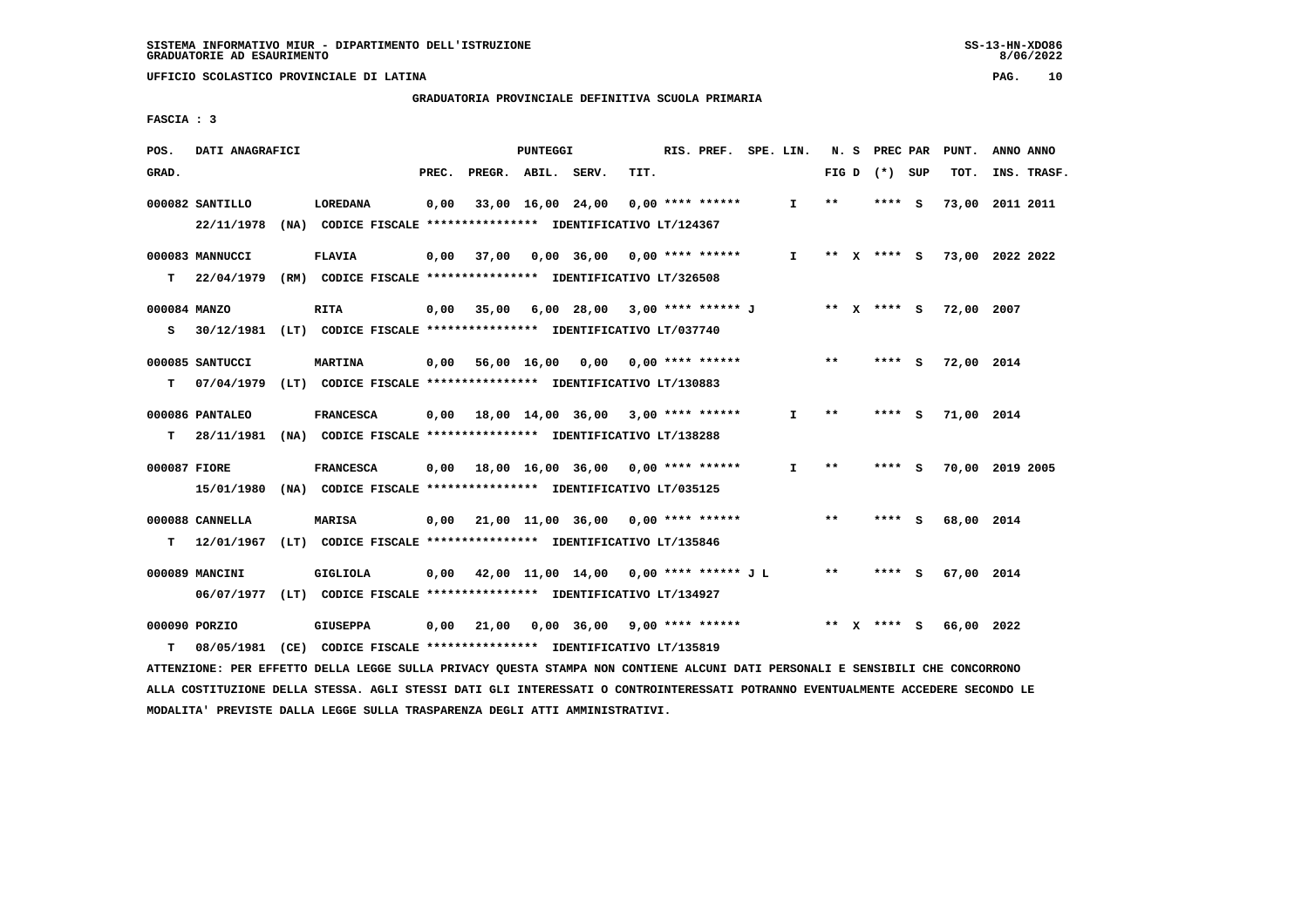SISTEMA INFORMATIVO MIUR - DIPARTIMENTO DELL'ISTRUZIONE
GRADUATORIE AD ESAURIMENTO

UFFICIO SCOLASTICO PROVINCIALE DI LATINA

GRADUATORIA PROVINCIALE DEFINITIVA SCUOLA PRIMARIA

FASCIA : 3

| POS. GRAD. | | DATI ANAGRAFICI | | PREC. | PREGR. | ABIL. | SERV. | TIT. | RIS. PREF. | SPE. LIN. | N. S FIG D | (*) | PREC PAR SUP | PUNT. TOT. | ANNO ANNO INS. TRASF. |
|---|---|---|---|---|---|---|---|---|---|---|---|---|---|---|---|
| 000082 | | SANTILLO | LOREDANA | 0,00 | 33,00 | 16,00 | 24,00 | 0,00 | **** ****** | I | ** | | **** S | 73,00 | 2011 2011 |
| | | 22/11/1978 (NA) | CODICE FISCALE **************** IDENTIFICATIVO LT/124367 | | | | | | | | | | | | |
| 000083 | | MANNUCCI | FLAVIA | 0,00 | 37,00 | 0,00 | 36,00 | 0,00 | **** ****** | I | ** | X | **** S | 73,00 | 2022 2022 |
| | T | 22/04/1979 (RM) | CODICE FISCALE **************** IDENTIFICATIVO LT/326508 | | | | | | | | | | | | |
| 000084 | | MANZO | RITA | 0,00 | 35,00 | 6,00 | 28,00 | 3,00 | **** ****** J | | ** | X | **** S | 72,00 | 2007 |
| | S | 30/12/1981 (LT) | CODICE FISCALE **************** IDENTIFICATIVO LT/037740 | | | | | | | | | | | | |
| 000085 | | SANTUCCI | MARTINA | 0,00 | 56,00 | 16,00 | 0,00 | 0,00 | **** ****** | | ** | | **** S | 72,00 | 2014 |
| | T | 07/04/1979 (LT) | CODICE FISCALE **************** IDENTIFICATIVO LT/130883 | | | | | | | | | | | | |
| 000086 | | PANTALEO | FRANCESCA | 0,00 | 18,00 | 14,00 | 36,00 | 3,00 | **** ****** | I | ** | | **** S | 71,00 | 2014 |
| | T | 28/11/1981 (NA) | CODICE FISCALE **************** IDENTIFICATIVO LT/138288 | | | | | | | | | | | | |
| 000087 | | FIORE | FRANCESCA | 0,00 | 18,00 | 16,00 | 36,00 | 0,00 | **** ****** | I | ** | | **** S | 70,00 | 2019 2005 |
| | | 15/01/1980 (NA) | CODICE FISCALE **************** IDENTIFICATIVO LT/035125 | | | | | | | | | | | | |
| 000088 | | CANNELLA | MARISA | 0,00 | 21,00 | 11,00 | 36,00 | 0,00 | **** ****** | | ** | | **** S | 68,00 | 2014 |
| | T | 12/01/1967 (LT) | CODICE FISCALE **************** IDENTIFICATIVO LT/135846 | | | | | | | | | | | | |
| 000089 | | MANCINI | GIGLIOLA | 0,00 | 42,00 | 11,00 | 14,00 | 0,00 | **** ****** J L | | ** | | **** S | 67,00 | 2014 |
| | | 06/07/1977 (LT) | CODICE FISCALE **************** IDENTIFICATIVO LT/134927 | | | | | | | | | | | | |
| 000090 | | PORZIO | GIUSEPPA | 0,00 | 21,00 | 0,00 | 36,00 | 9,00 | **** ****** | | ** | X | **** S | 66,00 | 2022 |
| | T | 08/05/1981 (CE) | CODICE FISCALE **************** IDENTIFICATIVO LT/135819 | | | | | | | | | | | | |

ATTENZIONE: PER EFFETTO DELLA LEGGE SULLA PRIVACY QUESTA STAMPA NON CONTIENE ALCUNI DATI PERSONALI E SENSIBILI CHE CONCORRONO ALLA COSTITUZIONE DELLA STESSA. AGLI STESSI DATI GLI INTERESSATI O CONTROINTERESSATI POTRANNO EVENTUALMENTE ACCEDERE SECONDO LE MODALITA' PREVISTE DALLA LEGGE SULLA TRASPARENZA DEGLI ATTI AMMINISTRATIVI.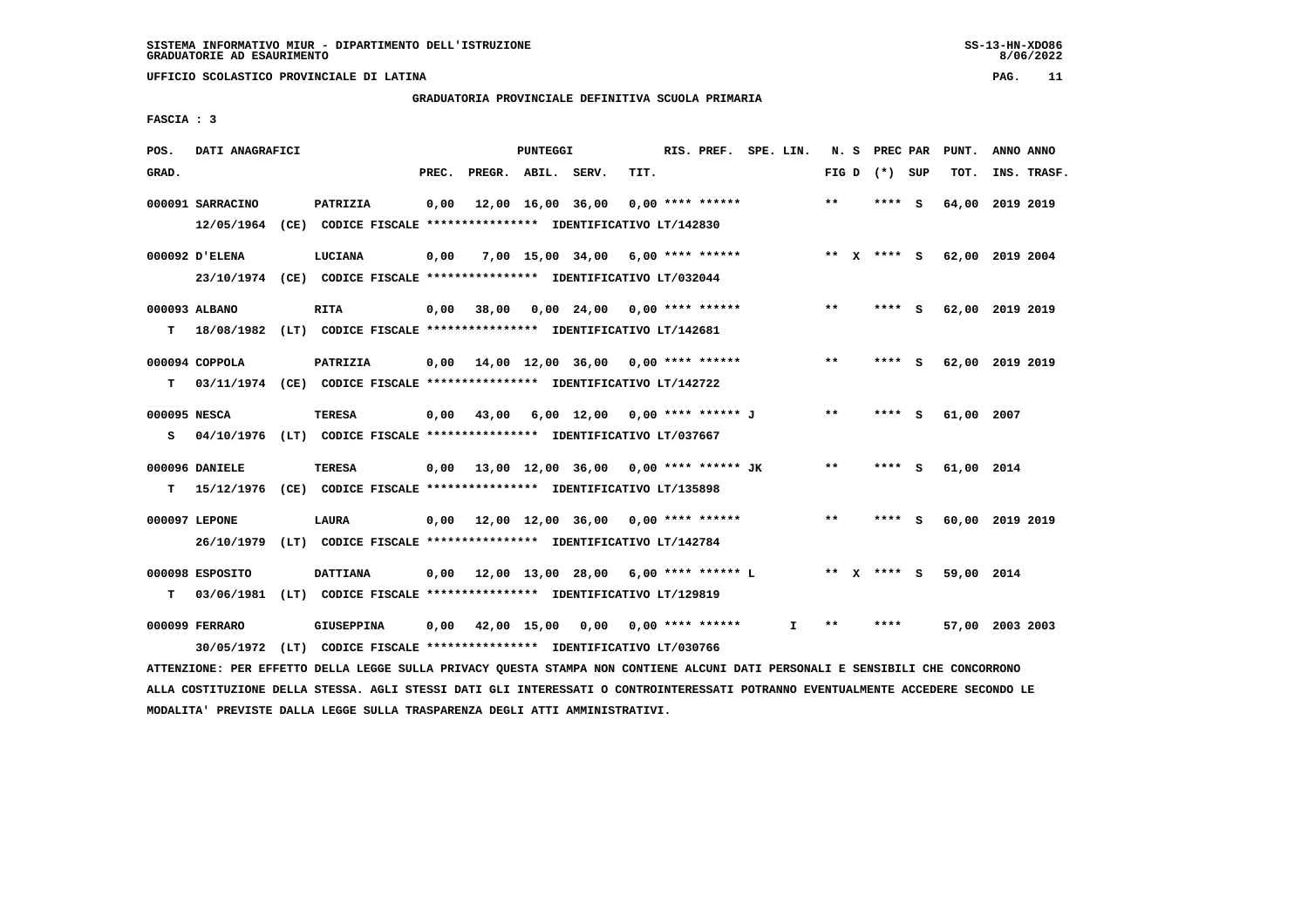SISTEMA INFORMATIVO MIUR - DIPARTIMENTO DELL'ISTRUZIONE
GRADUATORIE AD ESAURIMENTO

UFFICIO SCOLASTICO PROVINCIALE DI LATINA

GRADUATORIA PROVINCIALE DEFINITIVA SCUOLA PRIMARIA

FASCIA : 3

| POS. GRAD. | DATI ANAGRAFICI | | PREC. | PREGR. | ABIL. | SERV. | TIT. | RIS. PREF. | SPE. LIN. | N. S FIG D | PREC PAR (*) SUP | PUNT. TOT. | ANNO INS. | ANNO TRASF. |
|---|---|---|---|---|---|---|---|---|---|---|---|---|---|---|
| 000091 | SARRACINO | PATRIZIA | 0,00 | 12,00 | 16,00 | 36,00 | 0,00 | **** ****** | | ** | **** S | 64,00 | 2019 | 2019 |
| | 12/05/1964 (CE) CODICE FISCALE **************** IDENTIFICATIVO LT/142830 | | | | | | | | | | | | | |
| 000092 | D'ELENA | LUCIANA | 0,00 | 7,00 | 15,00 | 34,00 | 6,00 | **** ****** | | ** X | **** S | 62,00 | 2019 | 2004 |
| | 23/10/1974 (CE) CODICE FISCALE **************** IDENTIFICATIVO LT/032044 | | | | | | | | | | | | | |
| 000093 | ALBANO | RITA | 0,00 | 38,00 | 0,00 | 24,00 | 0,00 | **** ****** | | ** | **** S | 62,00 | 2019 | 2019 |
| T | 18/08/1982 (LT) CODICE FISCALE **************** IDENTIFICATIVO LT/142681 | | | | | | | | | | | | | |
| 000094 | COPPOLA | PATRIZIA | 0,00 | 14,00 | 12,00 | 36,00 | 0,00 | **** ****** | | ** | **** S | 62,00 | 2019 | 2019 |
| T | 03/11/1974 (CE) CODICE FISCALE **************** IDENTIFICATIVO LT/142722 | | | | | | | | | | | | | |
| 000095 | NESCA | TERESA | 0,00 | 43,00 | 6,00 | 12,00 | 0,00 | **** ****** J | | ** | **** S | 61,00 | 2007 | |
| S | 04/10/1976 (LT) CODICE FISCALE **************** IDENTIFICATIVO LT/037667 | | | | | | | | | | | | | |
| 000096 | DANIELE | TERESA | 0,00 | 13,00 | 12,00 | 36,00 | 0,00 | **** ****** JK | | ** | **** S | 61,00 | 2014 | |
| T | 15/12/1976 (CE) CODICE FISCALE **************** IDENTIFICATIVO LT/135898 | | | | | | | | | | | | | |
| 000097 | LEPONE | LAURA | 0,00 | 12,00 | 12,00 | 36,00 | 0,00 | **** ****** | | ** | **** S | 60,00 | 2019 | 2019 |
| | 26/10/1979 (LT) CODICE FISCALE **************** IDENTIFICATIVO LT/142784 | | | | | | | | | | | | | |
| 000098 | ESPOSITO | DATTIANA | 0,00 | 12,00 | 13,00 | 28,00 | 6,00 | **** ****** L | | ** X | **** S | 59,00 | 2014 | |
| T | 03/06/1981 (LT) CODICE FISCALE **************** IDENTIFICATIVO LT/129819 | | | | | | | | | | | | | |
| 000099 | FERRARO | GIUSEPPINA | 0,00 | 42,00 | 15,00 | 0,00 | 0,00 | **** ****** | I | ** | **** | 57,00 | 2003 | 2003 |
| | 30/05/1972 (LT) CODICE FISCALE **************** IDENTIFICATIVO LT/030766 | | | | | | | | | | | | | |

ATTENZIONE: PER EFFETTO DELLA LEGGE SULLA PRIVACY QUESTA STAMPA NON CONTIENE ALCUNI DATI PERSONALI E SENSIBILI CHE CONCORRONO ALLA COSTITUZIONE DELLA STESSA. AGLI STESSI DATI GLI INTERESSATI O CONTROINTERESSATI POTRANNO EVENTUALMENTE ACCEDERE SECONDO LE MODALITA' PREVISTE DALLA LEGGE SULLA TRASPARENZA DEGLI ATTI AMMINISTRATIVI.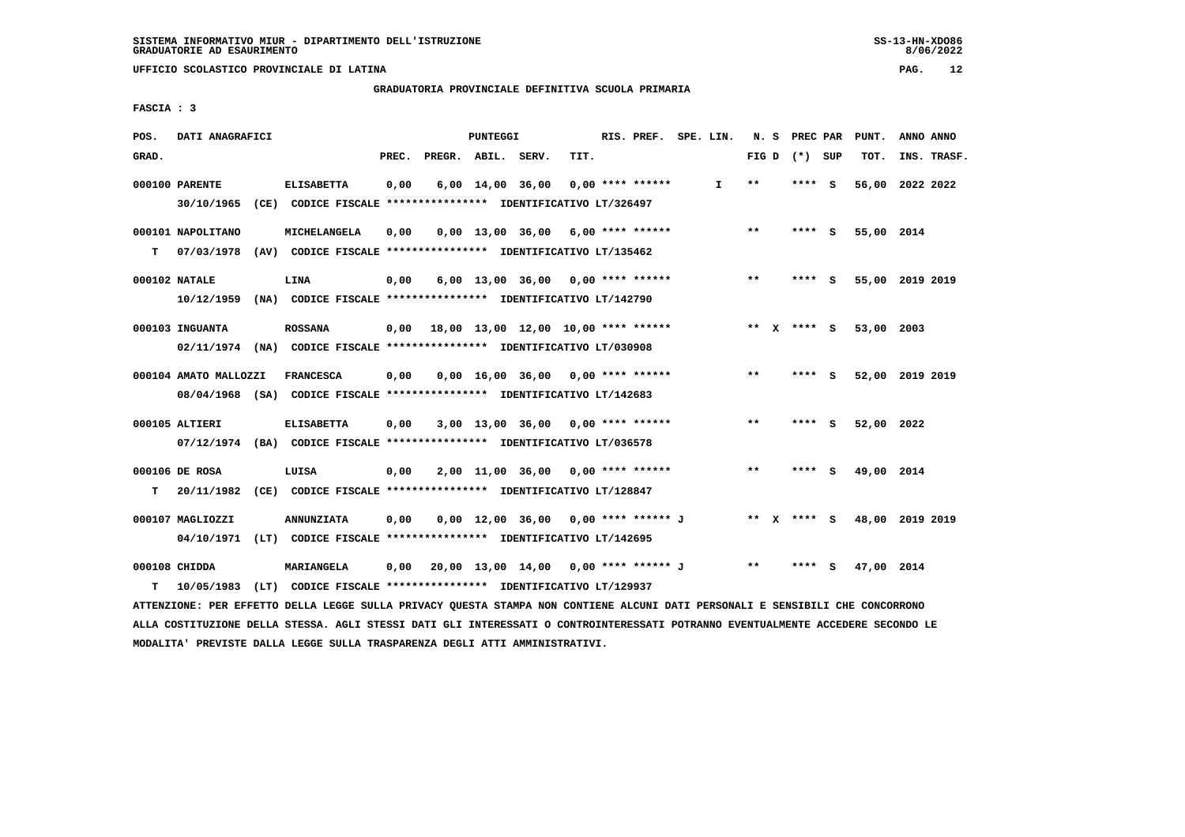SISTEMA INFORMATIVO MIUR - DIPARTIMENTO DELL'ISTRUZIONE
GRADUATORIE AD ESAURIMENTO

UFFICIO SCOLASTICO PROVINCIALE DI LATINA

GRADUATORIA PROVINCIALE DEFINITIVA SCUOLA PRIMARIA

FASCIA : 3

| POS. GRAD. | DATI ANAGRAFICI | | PREC. | PREGR. | ABIL. | SERV. | TIT. | RIS. PREF. | SPE. LIN. | N. S FIG D | PREC PAR (*) SUP | PUNT. TOT. | ANNO ANNO INS. TRASF. |
|---|---|---|---|---|---|---|---|---|---|---|---|---|---|
| 000100 | PARENTE 30/10/1965 (CE) CODICE FISCALE **************** IDENTIFICATIVO LT/326497 | ELISABETTA | 0,00 | 6,00 | 14,00 | 36,00 | 0,00 | **** ****** | I | ** | **** S | 56,00 | 2022 2022 |
| 000101 | NAPOLITANO T 07/03/1978 (AV) CODICE FISCALE **************** IDENTIFICATIVO LT/135462 | MICHELANGELA | 0,00 | 0,00 | 13,00 | 36,00 | 6,00 | **** ****** | | ** | **** S | 55,00 | 2014 |
| 000102 | NATALE 10/12/1959 (NA) CODICE FISCALE **************** IDENTIFICATIVO LT/142790 | LINA | 0,00 | 6,00 | 13,00 | 36,00 | 0,00 | **** ****** | | ** | **** S | 55,00 | 2019 2019 |
| 000103 | INGUANTA 02/11/1974 (NA) CODICE FISCALE **************** IDENTIFICATIVO LT/030908 | ROSSANA | 0,00 | 18,00 | 13,00 | 12,00 | 10,00 | **** ****** | | ** X | **** S | 53,00 | 2003 |
| 000104 | AMATO MALLOZZI 08/04/1968 (SA) CODICE FISCALE **************** IDENTIFICATIVO LT/142683 | FRANCESCA | 0,00 | 0,00 | 16,00 | 36,00 | 0,00 | **** ****** | | ** | **** S | 52,00 | 2019 2019 |
| 000105 | ALTIERI 07/12/1974 (BA) CODICE FISCALE **************** IDENTIFICATIVO LT/036578 | ELISABETTA | 0,00 | 3,00 | 13,00 | 36,00 | 0,00 | **** ****** | | ** | **** S | 52,00 | 2022 |
| 000106 | DE ROSA T 20/11/1982 (CE) CODICE FISCALE **************** IDENTIFICATIVO LT/128847 | LUISA | 0,00 | 2,00 | 11,00 | 36,00 | 0,00 | **** ****** | | ** | **** S | 49,00 | 2014 |
| 000107 | MAGLIOZZI 04/10/1971 (LT) CODICE FISCALE **************** IDENTIFICATIVO LT/142695 | ANNUNZIATA | 0,00 | 0,00 | 12,00 | 36,00 | 0,00 | **** ****** J | | ** X | **** S | 48,00 | 2019 2019 |
| 000108 | CHIDDA T 10/05/1983 (LT) CODICE FISCALE **************** IDENTIFICATIVO LT/129937 | MARIANGELA | 0,00 | 20,00 | 13,00 | 14,00 | 0,00 | **** ****** J | | ** | **** S | 47,00 | 2014 |

ATTENZIONE: PER EFFETTO DELLA LEGGE SULLA PRIVACY QUESTA STAMPA NON CONTIENE ALCUNI DATI PERSONALI E SENSIBILI CHE CONCORRONO ALLA COSTITUZIONE DELLA STESSA. AGLI STESSI DATI GLI INTERESSATI O CONTROINTERESSATI POTRANNO EVENTUALMENTE ACCEDERE SECONDO LE MODALITA' PREVISTE DALLA LEGGE SULLA TRASPARENZA DEGLI ATTI AMMINISTRATIVI.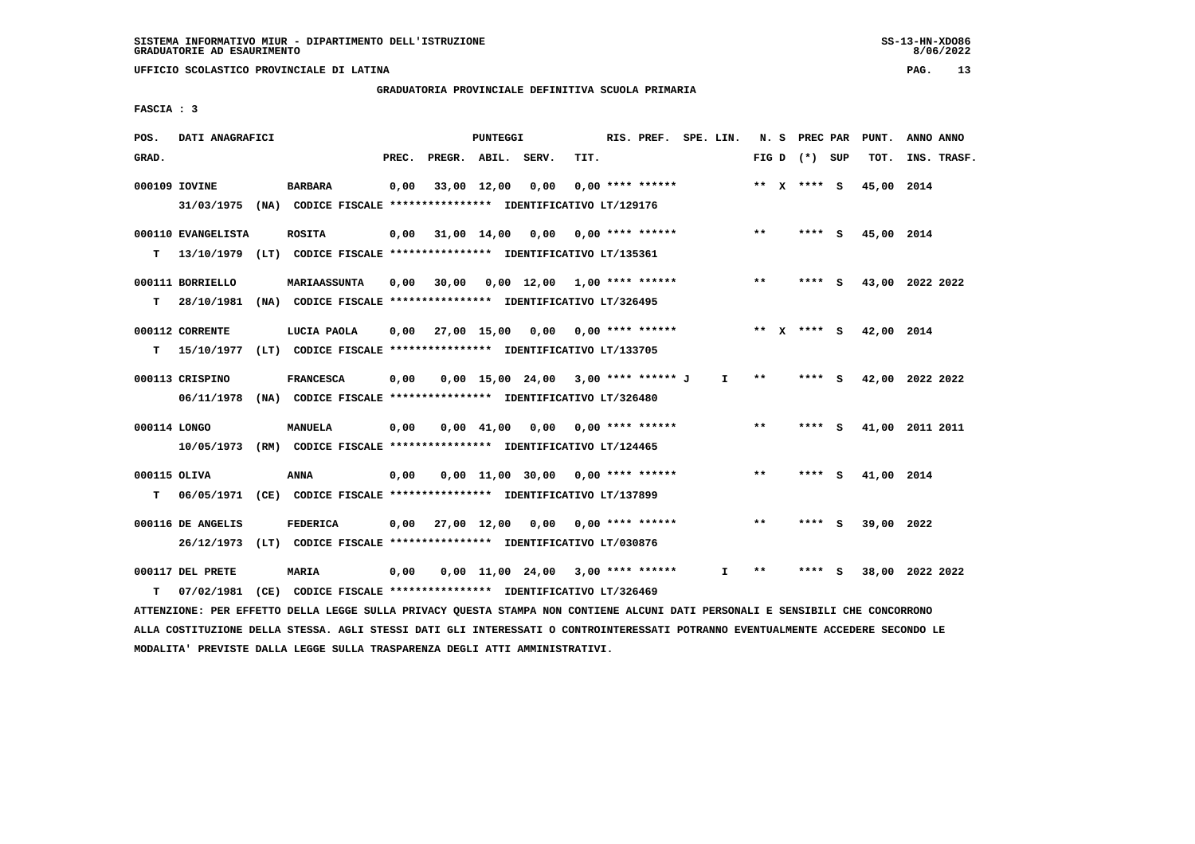SISTEMA INFORMATIVO MIUR - DIPARTIMENTO DELL'ISTRUZIONE
GRADUATORIE AD ESAURIMENTO

UFFICIO SCOLASTICO PROVINCIALE DI LATINA

GRADUATORIA PROVINCIALE DEFINITIVA SCUOLA PRIMARIA

FASCIA : 3

| POS. GRAD. | DATI ANAGRAFICI | | PREC. | PREGR. | ABIL. | SERV. | TIT. | RIS. PREF. | SPE. LIN. | N. S FIG D | PREC PAR (*) SUP | PUNT. TOT. | ANNO INS. | ANNO TRASF. |
|---|---|---|---|---|---|---|---|---|---|---|---|---|---|---|
| 000109 | IOVINE | BARBARA | 0,00 | 33,00 | 12,00 | 0,00 | 0,00 | **** ****** | | ** X | **** S | 45,00 | 2014 | |
| | 31/03/1975 (NA) CODICE FISCALE **************** IDENTIFICATIVO LT/129176 | | | | | | | | | | | | | |
| 000110 | EVANGELISTA | ROSITA | 0,00 | 31,00 | 14,00 | 0,00 | 0,00 | **** ****** | | ** | **** S | 45,00 | 2014 | |
| T | 13/10/1979 (LT) CODICE FISCALE **************** IDENTIFICATIVO LT/135361 | | | | | | | | | | | | | |
| 000111 | BORRIELLO | MARIAASSUNTA | 0,00 | 30,00 | 0,00 | 12,00 | 1,00 | **** ****** | | ** | **** S | 43,00 | 2022 | 2022 |
| T | 28/10/1981 (NA) CODICE FISCALE **************** IDENTIFICATIVO LT/326495 | | | | | | | | | | | | | |
| 000112 | CORRENTE | LUCIA PAOLA | 0,00 | 27,00 | 15,00 | 0,00 | 0,00 | **** ****** | | ** X | **** S | 42,00 | 2014 | |
| T | 15/10/1977 (LT) CODICE FISCALE **************** IDENTIFICATIVO LT/133705 | | | | | | | | | | | | | |
| 000113 | CRISPINO | FRANCESCA | 0,00 | 0,00 | 15,00 | 24,00 | 3,00 | **** ****** J | I | ** | **** S | 42,00 | 2022 | 2022 |
| | 06/11/1978 (NA) CODICE FISCALE **************** IDENTIFICATIVO LT/326480 | | | | | | | | | | | | | |
| 000114 | LONGO | MANUELA | 0,00 | 0,00 | 41,00 | 0,00 | 0,00 | **** ****** | | ** | **** S | 41,00 | 2011 | 2011 |
| | 10/05/1973 (RM) CODICE FISCALE **************** IDENTIFICATIVO LT/124465 | | | | | | | | | | | | | |
| 000115 | OLIVA | ANNA | 0,00 | 0,00 | 11,00 | 30,00 | 0,00 | **** ****** | | ** | **** S | 41,00 | 2014 | |
| T | 06/05/1971 (CE) CODICE FISCALE **************** IDENTIFICATIVO LT/137899 | | | | | | | | | | | | | |
| 000116 | DE ANGELIS | FEDERICA | 0,00 | 27,00 | 12,00 | 0,00 | 0,00 | **** ****** | | ** | **** S | 39,00 | 2022 | |
| | 26/12/1973 (LT) CODICE FISCALE **************** IDENTIFICATIVO LT/030876 | | | | | | | | | | | | | |
| 000117 | DEL PRETE | MARIA | 0,00 | 0,00 | 11,00 | 24,00 | 3,00 | **** ****** | I | ** | **** S | 38,00 | 2022 | 2022 |
| T | 07/02/1981 (CE) CODICE FISCALE **************** IDENTIFICATIVO LT/326469 | | | | | | | | | | | | | |

ATTENZIONE: PER EFFETTO DELLA LEGGE SULLA PRIVACY QUESTA STAMPA NON CONTIENE ALCUNI DATI PERSONALI E SENSIBILI CHE CONCORRONO ALLA COSTITUZIONE DELLA STESSA. AGLI STESSI DATI GLI INTERESSATI O CONTROINTERESSATI POTRANNO EVENTUALMENTE ACCEDERE SECONDO LE MODALITA' PREVISTE DALLA LEGGE SULLA TRASPARENZA DEGLI ATTI AMMINISTRATIVI.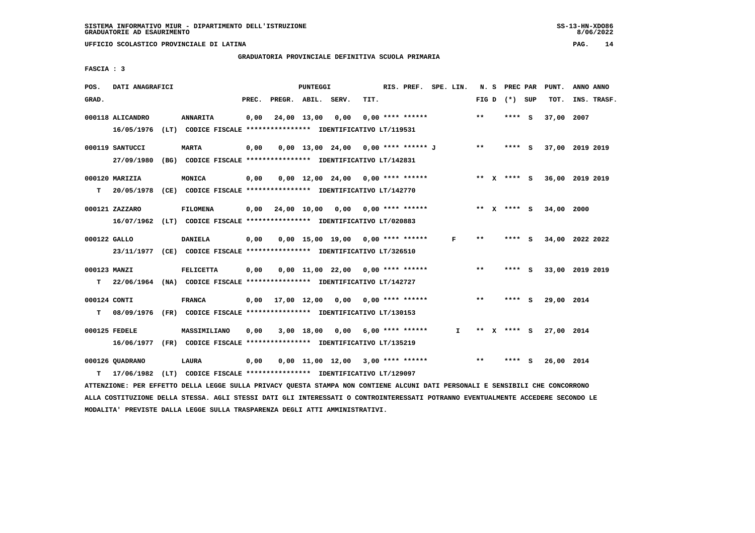SISTEMA INFORMATIVO MIUR - DIPARTIMENTO DELL'ISTRUZIONE
GRADUATORIE AD ESAURIMENTO

UFFICIO SCOLASTICO PROVINCIALE DI LATINA

GRADUATORIA PROVINCIALE DEFINITIVA SCUOLA PRIMARIA

FASCIA : 3

| POS. GRAD. | DATI ANAGRAFICI | | PREC. | PREGR. | ABIL. | SERV. | TIT. | RIS. PREF. | SPE. LIN. | N. S FIG D | PREC PAR (*) SUP | PUNT. TOT. | ANNO ANNO INS. TRASF. |
|---|---|---|---|---|---|---|---|---|---|---|---|---|---|
| 000118 | ALICANDRO | ANNARITA | 0,00 | 24,00 | 13,00 | 0,00 | 0,00 | **** ****** | | ** | **** S | 37,00 | 2007 |
| | 16/05/1976 (LT) CODICE FISCALE **************** IDENTIFICATIVO LT/119531 | | | | | | | | | | | | |
| 000119 | SANTUCCI | MARTA | 0,00 | 0,00 | 13,00 | 24,00 | 0,00 | **** ****** J | | ** | **** S | 37,00 | 2019 2019 |
| | 27/09/1980 (BG) CODICE FISCALE **************** IDENTIFICATIVO LT/142831 | | | | | | | | | | | | |
| 000120 | MARIZIA | MONICA | 0,00 | 0,00 | 12,00 | 24,00 | 0,00 | **** ****** | | ** X | **** S | 36,00 | 2019 2019 |
| T | 20/05/1978 (CE) CODICE FISCALE **************** IDENTIFICATIVO LT/142770 | | | | | | | | | | | | |
| 000121 | ZAZZARO | FILOMENA | 0,00 | 24,00 | 10,00 | 0,00 | 0,00 | **** ****** | | ** X | **** S | 34,00 | 2000 |
| | 16/07/1962 (LT) CODICE FISCALE **************** IDENTIFICATIVO LT/020883 | | | | | | | | | | | | |
| 000122 | GALLO | DANIELA | 0,00 | 0,00 | 15,00 | 19,00 | 0,00 | **** ****** | F | ** | **** S | 34,00 | 2022 2022 |
| | 23/11/1977 (CE) CODICE FISCALE **************** IDENTIFICATIVO LT/326510 | | | | | | | | | | | | |
| 000123 | MANZI | FELICETTA | 0,00 | 0,00 | 11,00 | 22,00 | 0,00 | **** ****** | | ** | **** S | 33,00 | 2019 2019 |
| T | 22/06/1964 (NA) CODICE FISCALE **************** IDENTIFICATIVO LT/142727 | | | | | | | | | | | | |
| 000124 | CONTI | FRANCA | 0,00 | 17,00 | 12,00 | 0,00 | 0,00 | **** ****** | | ** | **** S | 29,00 | 2014 |
| T | 08/09/1976 (FR) CODICE FISCALE **************** IDENTIFICATIVO LT/130153 | | | | | | | | | | | | |
| 000125 | FEDELE | MASSIMILIANO | 0,00 | 3,00 | 18,00 | 0,00 | 6,00 | **** ****** | I | ** X | **** S | 27,00 | 2014 |
| | 16/06/1977 (FR) CODICE FISCALE **************** IDENTIFICATIVO LT/135219 | | | | | | | | | | | | |
| 000126 | QUADRANO | LAURA | 0,00 | 0,00 | 11,00 | 12,00 | 3,00 | **** ****** | | ** | **** S | 26,00 | 2014 |
| T | 17/06/1982 (LT) CODICE FISCALE **************** IDENTIFICATIVO LT/129097 | | | | | | | | | | | | |

ATTENZIONE: PER EFFETTO DELLA LEGGE SULLA PRIVACY QUESTA STAMPA NON CONTIENE ALCUNI DATI PERSONALI E SENSIBILI CHE CONCORRONO ALLA COSTITUZIONE DELLA STESSA. AGLI STESSI DATI GLI INTERESSATI O CONTROINTERESSATI POTRANNO EVENTUALMENTE ACCEDERE SECONDO LE MODALITA' PREVISTE DALLA LEGGE SULLA TRASPARENZA DEGLI ATTI AMMINISTRATIVI.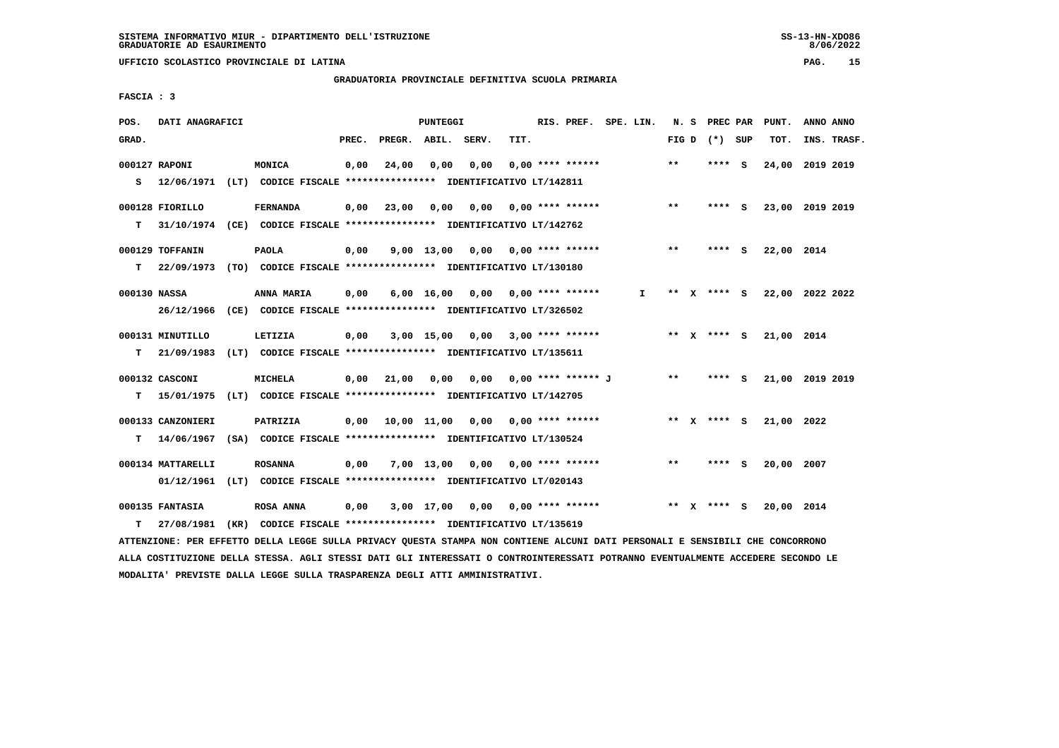SISTEMA INFORMATIVO MIUR - DIPARTIMENTO DELL'ISTRUZIONE
GRADUATORIE AD ESAURIMENTO

UFFICIO SCOLASTICO PROVINCIALE DI LATINA

GRADUATORIA PROVINCIALE DEFINITIVA SCUOLA PRIMARIA

FASCIA : 3

| POS. GRAD. | DATI ANAGRAFICI | | PREC. | PREGR. | ABIL. | SERV. | TIT. | RIS. PREF. | SPE. LIN. | N. S FIG D | PREC PAR (*) SUP | PUNT. TOT. | ANNO ANNO INS. TRASF. |
|---|---|---|---|---|---|---|---|---|---|---|---|---|---|
| 000127 | RAPONI | MONICA | 0,00 | 24,00 | 0,00 | 0,00 | 0,00 | **** ****** | | ** | **** S | 24,00 | 2019 2019 |
| S | 12/06/1971 (LT) CODICE FISCALE **************** IDENTIFICATIVO LT/142811 | | | | | | | | | | | | |
| 000128 | FIORILLO | FERNANDA | 0,00 | 23,00 | 0,00 | 0,00 | 0,00 | **** ****** | | ** | **** S | 23,00 | 2019 2019 |
| T | 31/10/1974 (CE) CODICE FISCALE **************** IDENTIFICATIVO LT/142762 | | | | | | | | | | | | |
| 000129 | TOFFANIN | PAOLA | 0,00 | 9,00 | 13,00 | 0,00 | 0,00 | **** ****** | | ** | **** S | 22,00 | 2014 |
| T | 22/09/1973 (TO) CODICE FISCALE **************** IDENTIFICATIVO LT/130180 | | | | | | | | | | | | |
| 000130 | NASSA | ANNA MARIA | 0,00 | 6,00 | 16,00 | 0,00 | 0,00 | **** ****** | I | ** X | **** S | 22,00 | 2022 2022 |
| | 26/12/1966 (CE) CODICE FISCALE **************** IDENTIFICATIVO LT/326502 | | | | | | | | | | | | |
| 000131 | MINUTILLO | LETIZIA | 0,00 | 3,00 | 15,00 | 0,00 | 3,00 | **** ****** | | ** X | **** S | 21,00 | 2014 |
| T | 21/09/1983 (LT) CODICE FISCALE **************** IDENTIFICATIVO LT/135611 | | | | | | | | | | | | |
| 000132 | CASCONI | MICHELA | 0,00 | 21,00 | 0,00 | 0,00 | 0,00 | **** ****** J | | ** | **** S | 21,00 | 2019 2019 |
| T | 15/01/1975 (LT) CODICE FISCALE **************** IDENTIFICATIVO LT/142705 | | | | | | | | | | | | |
| 000133 | CANZONIERI | PATRIZIA | 0,00 | 10,00 | 11,00 | 0,00 | 0,00 | **** ****** | | ** X | **** S | 21,00 | 2022 |
| T | 14/06/1967 (SA) CODICE FISCALE **************** IDENTIFICATIVO LT/130524 | | | | | | | | | | | | |
| 000134 | MATTARELLI | ROSANNA | 0,00 | 7,00 | 13,00 | 0,00 | 0,00 | **** ****** | | ** | **** S | 20,00 | 2007 |
| | 01/12/1961 (LT) CODICE FISCALE **************** IDENTIFICATIVO LT/020143 | | | | | | | | | | | | |
| 000135 | FANTASIA | ROSA ANNA | 0,00 | 3,00 | 17,00 | 0,00 | 0,00 | **** ****** | | ** X | **** S | 20,00 | 2014 |
| T | 27/08/1981 (KR) CODICE FISCALE **************** IDENTIFICATIVO LT/135619 | | | | | | | | | | | | |

ATTENZIONE: PER EFFETTO DELLA LEGGE SULLA PRIVACY QUESTA STAMPA NON CONTIENE ALCUNI DATI PERSONALI E SENSIBILI CHE CONCORRONO ALLA COSTITUZIONE DELLA STESSA. AGLI STESSI DATI GLI INTERESSATI O CONTROINTERESSATI POTRANNO EVENTUALMENTE ACCEDERE SECONDO LE MODALITA' PREVISTE DALLA LEGGE SULLA TRASPARENZA DEGLI ATTI AMMINISTRATIVI.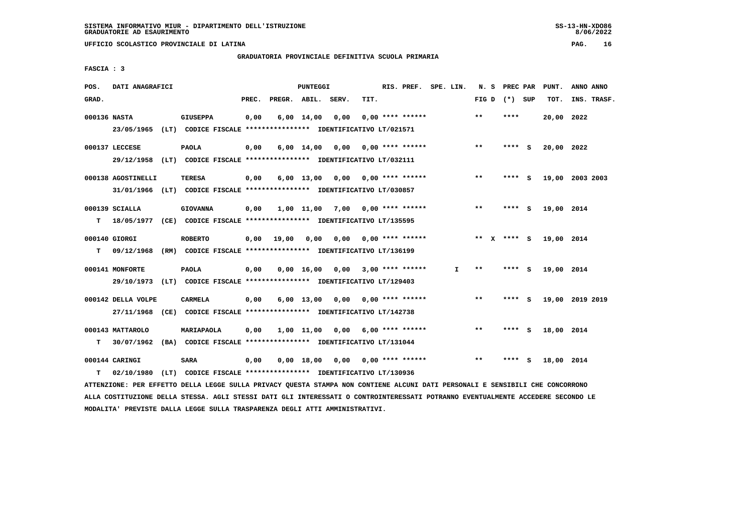SISTEMA INFORMATIVO MIUR - DIPARTIMENTO DELL'ISTRUZIONE
GRADUATORIE AD ESAURIMENTO

UFFICIO SCOLASTICO PROVINCIALE DI LATINA

GRADUATORIA PROVINCIALE DEFINITIVA SCUOLA PRIMARIA

FASCIA : 3

| POS. GRAD. | DATI ANAGRAFICI | | PREC. | PREGR. | ABIL. | SERV. | TIT. | RIS. PREF. | SPE. LIN. | N. S FIG D | PREC PAR (*) SUP | PUNT. TOT. | ANNO ANNO INS. TRASF. |
|---|---|---|---|---|---|---|---|---|---|---|---|---|---|
| 000136 NASTA | GIUSEPPA | | 0,00 | 6,00 | 14,00 | 0,00 | 0,00 | **** ****** | | ** | **** | 20,00 | 2022 |
| | 23/05/1965 (LT) CODICE FISCALE **************** IDENTIFICATIVO LT/021571 | | | | | | | | | | | | |
| 000137 LECCESE | PAOLA | | 0,00 | 6,00 | 14,00 | 0,00 | 0,00 | **** ****** | | ** | **** S | 20,00 | 2022 |
| | 29/12/1958 (LT) CODICE FISCALE **************** IDENTIFICATIVO LT/032111 | | | | | | | | | | | | |
| 000138 AGOSTINELLI | TERESA | | 0,00 | 6,00 | 13,00 | 0,00 | 0,00 | **** ****** | | ** | **** S | 19,00 | 2003 2003 |
| | 31/01/1966 (LT) CODICE FISCALE **************** IDENTIFICATIVO LT/030857 | | | | | | | | | | | | |
| 000139 SCIALLA | GIOVANNA | | 0,00 | 1,00 | 11,00 | 7,00 | 0,00 | **** ****** | | ** | **** S | 19,00 | 2014 |
| T | 18/05/1977 (CE) CODICE FISCALE **************** IDENTIFICATIVO LT/135595 | | | | | | | | | | | | |
| 000140 GIORGI | ROBERTO | | 0,00 | 19,00 | 0,00 | 0,00 | 0,00 | **** ****** | | ** X | **** S | 19,00 | 2014 |
| T | 09/12/1968 (RM) CODICE FISCALE **************** IDENTIFICATIVO LT/136199 | | | | | | | | | | | | |
| 000141 MONFORTE | PAOLA | | 0,00 | 0,00 | 16,00 | 0,00 | 3,00 | **** ****** | I | ** | **** S | 19,00 | 2014 |
| | 29/10/1973 (LT) CODICE FISCALE **************** IDENTIFICATIVO LT/129403 | | | | | | | | | | | | |
| 000142 DELLA VOLPE | CARMELA | | 0,00 | 6,00 | 13,00 | 0,00 | 0,00 | **** ****** | | ** | **** S | 19,00 | 2019 2019 |
| | 27/11/1968 (CE) CODICE FISCALE **************** IDENTIFICATIVO LT/142738 | | | | | | | | | | | | |
| 000143 MATTAROLO | MARIAPAOLA | | 0,00 | 1,00 | 11,00 | 0,00 | 6,00 | **** ****** | | ** | **** S | 18,00 | 2014 |
| T | 30/07/1962 (BA) CODICE FISCALE **************** IDENTIFICATIVO LT/131044 | | | | | | | | | | | | |
| 000144 CARINGI | SARA | | 0,00 | 0,00 | 18,00 | 0,00 | 0,00 | **** ****** | | ** | **** S | 18,00 | 2014 |
| T | 02/10/1980 (LT) CODICE FISCALE **************** IDENTIFICATIVO LT/130936 | | | | | | | | | | | | |

ATTENZIONE: PER EFFETTO DELLA LEGGE SULLA PRIVACY QUESTA STAMPA NON CONTIENE ALCUNI DATI PERSONALI E SENSIBILI CHE CONCORRONO ALLA COSTITUZIONE DELLA STESSA. AGLI STESSI DATI GLI INTERESSATI O CONTROINTERESSATI POTRANNO EVENTUALMENTE ACCEDERE SECONDO LE MODALITA' PREVISTE DALLA LEGGE SULLA TRASPARENZA DEGLI ATTI AMMINISTRATIVI.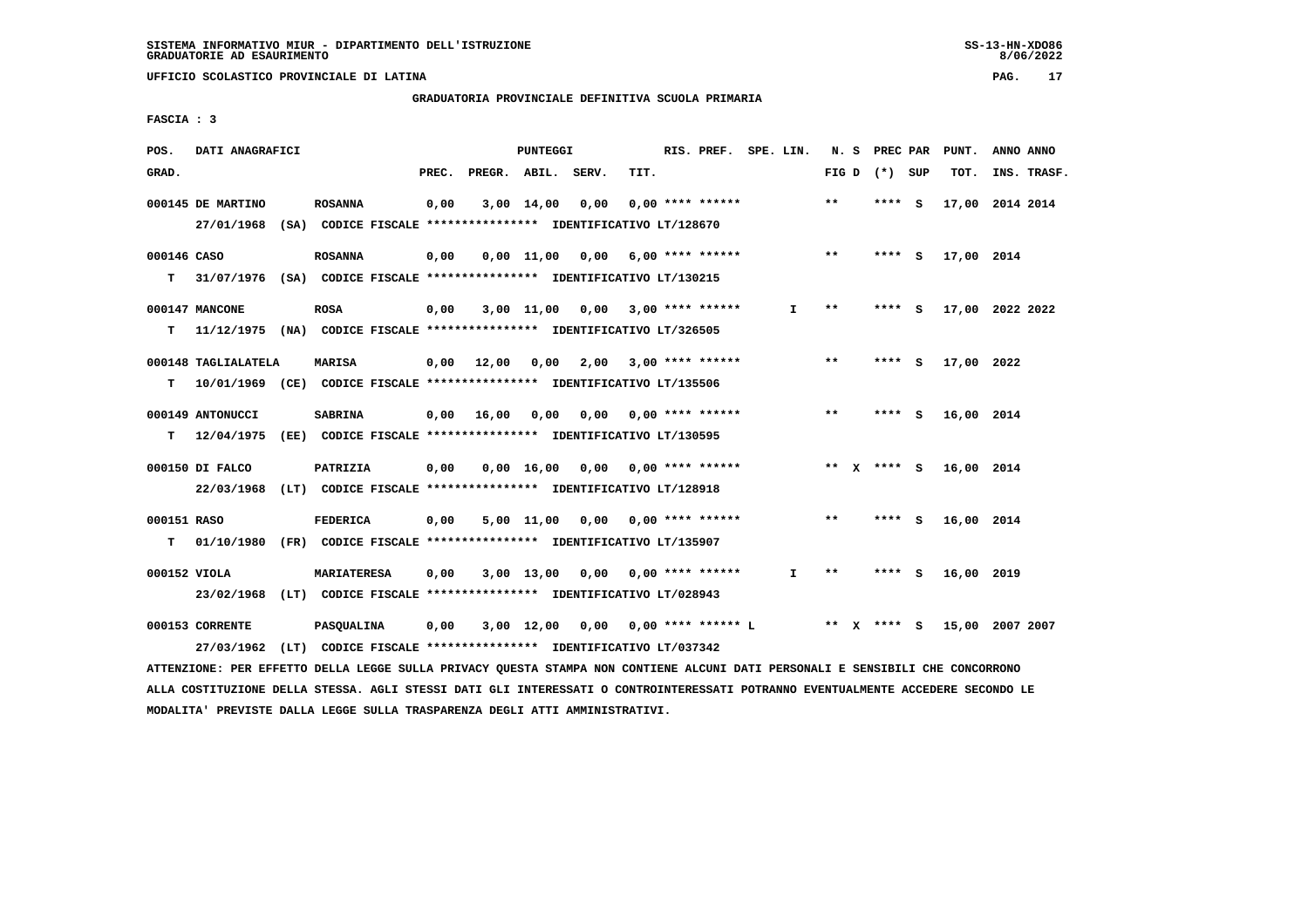SISTEMA INFORMATIVO MIUR - DIPARTIMENTO DELL'ISTRUZIONE
GRADUATORIE AD ESAURIMENTO

UFFICIO SCOLASTICO PROVINCIALE DI LATINA

GRADUATORIA PROVINCIALE DEFINITIVA SCUOLA PRIMARIA

FASCIA : 3

| POS. GRAD. | DATI ANAGRAFICI | | PREC. | PREGR. | ABIL. | SERV. | TIT. | RIS. PREF. | SPE. LIN. | N. S FIG D | PREC PAR (*) SUP | PUNT. TOT. | ANNO INS. | ANNO TRASF. |
|---|---|---|---|---|---|---|---|---|---|---|---|---|---|---|
| 000145 | DE MARTINO | ROSANNA | 0,00 | 3,00 | 14,00 | 0,00 | 0,00 | **** ****** | | ** | **** S | 17,00 | 2014 | 2014 |
| | 27/01/1968 (SA) CODICE FISCALE **************** IDENTIFICATIVO LT/128670 | | | | | | | | | | | | | |
| 000146 | CASO | ROSANNA | 0,00 | 0,00 | 11,00 | 0,00 | 6,00 | **** ****** | | ** | **** S | 17,00 | 2014 | |
| T | 31/07/1976 (SA) CODICE FISCALE **************** IDENTIFICATIVO LT/130215 | | | | | | | | | | | | | |
| 000147 | MANCONE | ROSA | 0,00 | 3,00 | 11,00 | 0,00 | 3,00 | **** ****** | I | ** | **** S | 17,00 | 2022 | 2022 |
| T | 11/12/1975 (NA) CODICE FISCALE **************** IDENTIFICATIVO LT/326505 | | | | | | | | | | | | | |
| 000148 | TAGLIALATELA | MARISA | 0,00 | 12,00 | 0,00 | 2,00 | 3,00 | **** ****** | | ** | **** S | 17,00 | 2022 | |
| T | 10/01/1969 (CE) CODICE FISCALE **************** IDENTIFICATIVO LT/135506 | | | | | | | | | | | | | |
| 000149 | ANTONUCCI | SABRINA | 0,00 | 16,00 | 0,00 | 0,00 | 0,00 | **** ****** | | ** | **** S | 16,00 | 2014 | |
| T | 12/04/1975 (EE) CODICE FISCALE **************** IDENTIFICATIVO LT/130595 | | | | | | | | | | | | | |
| 000150 | DI FALCO | PATRIZIA | 0,00 | 0,00 | 16,00 | 0,00 | 0,00 | **** ****** | | ** X | **** S | 16,00 | 2014 | |
| | 22/03/1968 (LT) CODICE FISCALE **************** IDENTIFICATIVO LT/128918 | | | | | | | | | | | | | |
| 000151 | RASO | FEDERICA | 0,00 | 5,00 | 11,00 | 0,00 | 0,00 | **** ****** | | ** | **** S | 16,00 | 2014 | |
| T | 01/10/1980 (FR) CODICE FISCALE **************** IDENTIFICATIVO LT/135907 | | | | | | | | | | | | | |
| 000152 | VIOLA | MARIATERESA | 0,00 | 3,00 | 13,00 | 0,00 | 0,00 | **** ****** | I | ** | **** S | 16,00 | 2019 | |
| | 23/02/1968 (LT) CODICE FISCALE **************** IDENTIFICATIVO LT/028943 | | | | | | | | | | | | | |
| 000153 | CORRENTE | PASQUALINA | 0,00 | 3,00 | 12,00 | 0,00 | 0,00 | **** ****** L | | ** X | **** S | 15,00 | 2007 | 2007 |
| | 27/03/1962 (LT) CODICE FISCALE **************** IDENTIFICATIVO LT/037342 | | | | | | | | | | | | | |

ATTENZIONE: PER EFFETTO DELLA LEGGE SULLA PRIVACY QUESTA STAMPA NON CONTIENE ALCUNI DATI PERSONALI E SENSIBILI CHE CONCORRONO ALLA COSTITUZIONE DELLA STESSA. AGLI STESSI DATI GLI INTERESSATI O CONTROINTERESSATI POTRANNO EVENTUALMENTE ACCEDERE SECONDO LE MODALITA' PREVISTE DALLA LEGGE SULLA TRASPARENZA DEGLI ATTI AMMINISTRATIVI.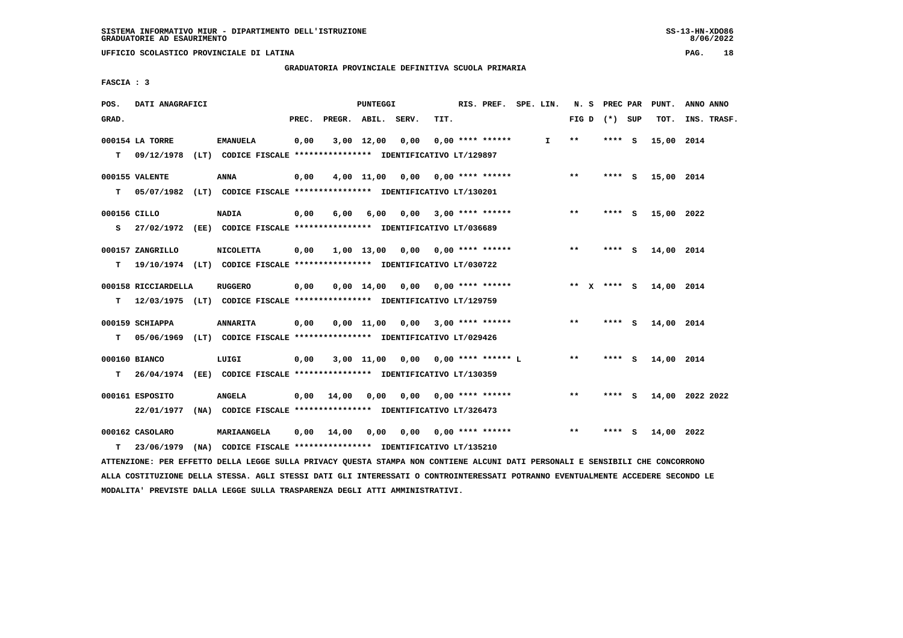SISTEMA INFORMATIVO MIUR - DIPARTIMENTO DELL'ISTRUZIONE
GRADUATORIE AD ESAURIMENTO

UFFICIO SCOLASTICO PROVINCIALE DI LATINA

GRADUATORIA PROVINCIALE DEFINITIVA SCUOLA PRIMARIA

FASCIA : 3

| POS. GRAD. | DATI ANAGRAFICI | | PREC. | PREGR. | ABIL. | SERV. | TIT. | RIS. PREF. | SPE. LIN. | N. S FIG D | PREC PAR (*) SUP | PUNT. TOT. | ANNO ANNO INS. TRASF. |
|---|---|---|---|---|---|---|---|---|---|---|---|---|---|
| 000154 | LA TORRE | EMANUELA | 0,00 | 3,00 | 12,00 | 0,00 | 0,00 | **** ****** | I | ** | **** S | 15,00 | 2014 |
| T | 09/12/1978 (LT) CODICE FISCALE **************** IDENTIFICATIVO LT/129897 | | | | | | | | | | | | |
| 000155 | VALENTE | ANNA | 0,00 | 4,00 | 11,00 | 0,00 | 0,00 | **** ****** | | ** | **** S | 15,00 | 2014 |
| T | 05/07/1982 (LT) CODICE FISCALE **************** IDENTIFICATIVO LT/130201 | | | | | | | | | | | | |
| 000156 | CILLO | NADIA | 0,00 | 6,00 | 6,00 | 0,00 | 3,00 | **** ****** | | ** | **** S | 15,00 | 2022 |
| S | 27/02/1972 (EE) CODICE FISCALE **************** IDENTIFICATIVO LT/036689 | | | | | | | | | | | | |
| 000157 | ZANGRILLO | NICOLETTA | 0,00 | 1,00 | 13,00 | 0,00 | 0,00 | **** ****** | | ** | **** S | 14,00 | 2014 |
| T | 19/10/1974 (LT) CODICE FISCALE **************** IDENTIFICATIVO LT/030722 | | | | | | | | | | | | |
| 000158 | RICCIARDELLA | RUGGERO | 0,00 | 0,00 | 14,00 | 0,00 | 0,00 | **** ****** | | ** X | **** S | 14,00 | 2014 |
| T | 12/03/1975 (LT) CODICE FISCALE **************** IDENTIFICATIVO LT/129759 | | | | | | | | | | | | |
| 000159 | SCHIAPPA | ANNARITA | 0,00 | 0,00 | 11,00 | 0,00 | 3,00 | **** ****** | | ** | **** S | 14,00 | 2014 |
| T | 05/06/1969 (LT) CODICE FISCALE **************** IDENTIFICATIVO LT/029426 | | | | | | | | | | | | |
| 000160 | BIANCO | LUIGI | 0,00 | 3,00 | 11,00 | 0,00 | 0,00 | **** ****** L | | ** | **** S | 14,00 | 2014 |
| T | 26/04/1974 (EE) CODICE FISCALE **************** IDENTIFICATIVO LT/130359 | | | | | | | | | | | | |
| 000161 | ESPOSITO | ANGELA | 0,00 | 14,00 | 0,00 | 0,00 | 0,00 | **** ****** | | ** | **** S | 14,00 | 2022 2022 |
| | 22/01/1977 (NA) CODICE FISCALE **************** IDENTIFICATIVO LT/326473 | | | | | | | | | | | | |
| 000162 | CASOLARO | MARIAANGELA | 0,00 | 14,00 | 0,00 | 0,00 | 0,00 | **** ****** | | ** | **** S | 14,00 | 2022 |
| T | 23/06/1979 (NA) CODICE FISCALE **************** IDENTIFICATIVO LT/135210 | | | | | | | | | | | | |

ATTENZIONE: PER EFFETTO DELLA LEGGE SULLA PRIVACY QUESTA STAMPA NON CONTIENE ALCUNI DATI PERSONALI E SENSIBILI CHE CONCORRONO ALLA COSTITUZIONE DELLA STESSA. AGLI STESSI DATI GLI INTERESSATI O CONTROINTERESSATI POTRANNO EVENTUALMENTE ACCEDERE SECONDO LE MODALITA' PREVISTE DALLA LEGGE SULLA TRASPARENZA DEGLI ATTI AMMINISTRATIVI.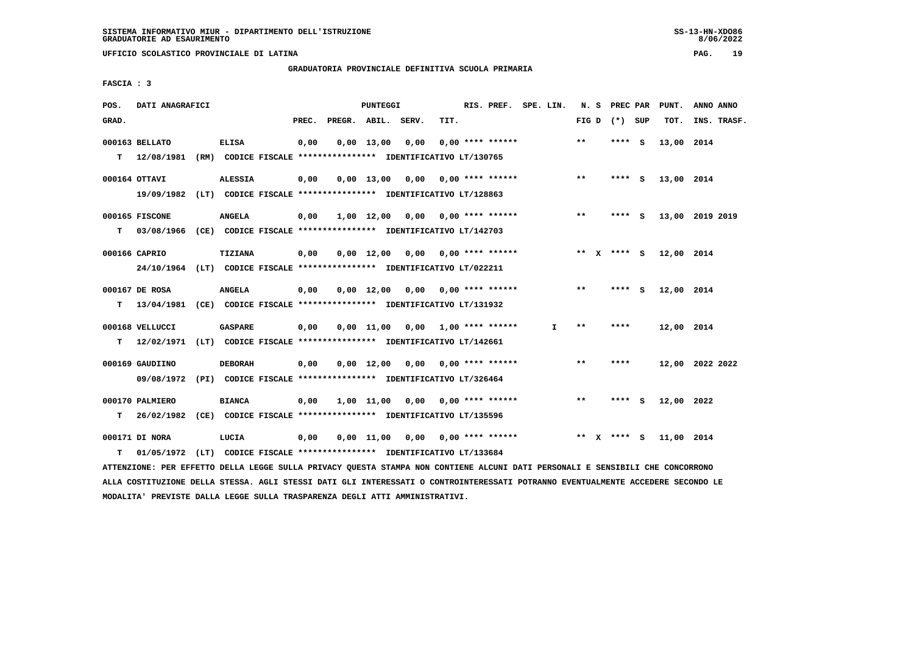SISTEMA INFORMATIVO MIUR - DIPARTIMENTO DELL'ISTRUZIONE
GRADUATORIE AD ESAURIMENTO

UFFICIO SCOLASTICO PROVINCIALE DI LATINA

GRADUATORIA PROVINCIALE DEFINITIVA SCUOLA PRIMARIA

FASCIA : 3

| POS. GRAD. | DATI ANAGRAFICI | | | PREC. | PREGR. | ABIL. | SERV. | TIT. | RIS. PREF. | SPE. LIN. | N. S FIG D | PREC PAR (*) SUP | PUNT. TOT. | ANNO ANNO INS. TRASF. |
|---|---|---|---|---|---|---|---|---|---|---|---|---|---|---|
| 000163 | BELLATO | ELISA | | 0,00 | 0,00 | 13,00 | 0,00 | 0,00 | **** ****** | | ** | **** S | 13,00 | 2014 |
| T | 12/08/1981 (RM) | CODICE FISCALE **************** | IDENTIFICATIVO LT/130765 | | | | | | | | | | | |
| 000164 | OTTAVI | ALESSIA | | 0,00 | 0,00 | 13,00 | 0,00 | 0,00 | **** ****** | | ** | **** S | 13,00 | 2014 |
| | 19/09/1982 (LT) | CODICE FISCALE **************** | IDENTIFICATIVO LT/128863 | | | | | | | | | | | |
| 000165 | FISCONE | ANGELA | | 0,00 | 1,00 | 12,00 | 0,00 | 0,00 | **** ****** | | ** | **** S | 13,00 | 2019 2019 |
| T | 03/08/1966 (CE) | CODICE FISCALE **************** | IDENTIFICATIVO LT/142703 | | | | | | | | | | | |
| 000166 | CAPRIO | TIZIANA | | 0,00 | 0,00 | 12,00 | 0,00 | 0,00 | **** ****** | | ** X | **** S | 12,00 | 2014 |
| | 24/10/1964 (LT) | CODICE FISCALE **************** | IDENTIFICATIVO LT/022211 | | | | | | | | | | | |
| 000167 | DE ROSA | ANGELA | | 0,00 | 0,00 | 12,00 | 0,00 | 0,00 | **** ****** | | ** | **** S | 12,00 | 2014 |
| T | 13/04/1981 (CE) | CODICE FISCALE **************** | IDENTIFICATIVO LT/131932 | | | | | | | | | | | |
| 000168 | VELLUCCI | GASPARE | | 0,00 | 0,00 | 11,00 | 0,00 | 1,00 | **** ****** | I | ** | **** | 12,00 | 2014 |
| T | 12/02/1971 (LT) | CODICE FISCALE **************** | IDENTIFICATIVO LT/142661 | | | | | | | | | | | |
| 000169 | GAUDIINO | DEBORAH | | 0,00 | 0,00 | 12,00 | 0,00 | 0,00 | **** ****** | | ** | **** | 12,00 | 2022 2022 |
| | 09/08/1972 (PI) | CODICE FISCALE **************** | IDENTIFICATIVO LT/326464 | | | | | | | | | | | |
| 000170 | PALMIERO | BIANCA | | 0,00 | 1,00 | 11,00 | 0,00 | 0,00 | **** ****** | | ** | **** S | 12,00 | 2022 |
| T | 26/02/1982 (CE) | CODICE FISCALE **************** | IDENTIFICATIVO LT/135596 | | | | | | | | | | | |
| 000171 | DI NORA | LUCIA | | 0,00 | 0,00 | 11,00 | 0,00 | 0,00 | **** ****** | | ** X | **** S | 11,00 | 2014 |
| T | 01/05/1972 (LT) | CODICE FISCALE **************** | IDENTIFICATIVO LT/133684 | | | | | | | | | | | |

ATTENZIONE: PER EFFETTO DELLA LEGGE SULLA PRIVACY QUESTA STAMPA NON CONTIENE ALCUNI DATI PERSONALI E SENSIBILI CHE CONCORRONO ALLA COSTITUZIONE DELLA STESSA. AGLI STESSI DATI GLI INTERESSATI O CONTROINTERESSATI POTRANNO EVENTUALMENTE ACCEDERE SECONDO LE MODALITA' PREVISTE DALLA LEGGE SULLA TRASPARENZA DEGLI ATTI AMMINISTRATIVI.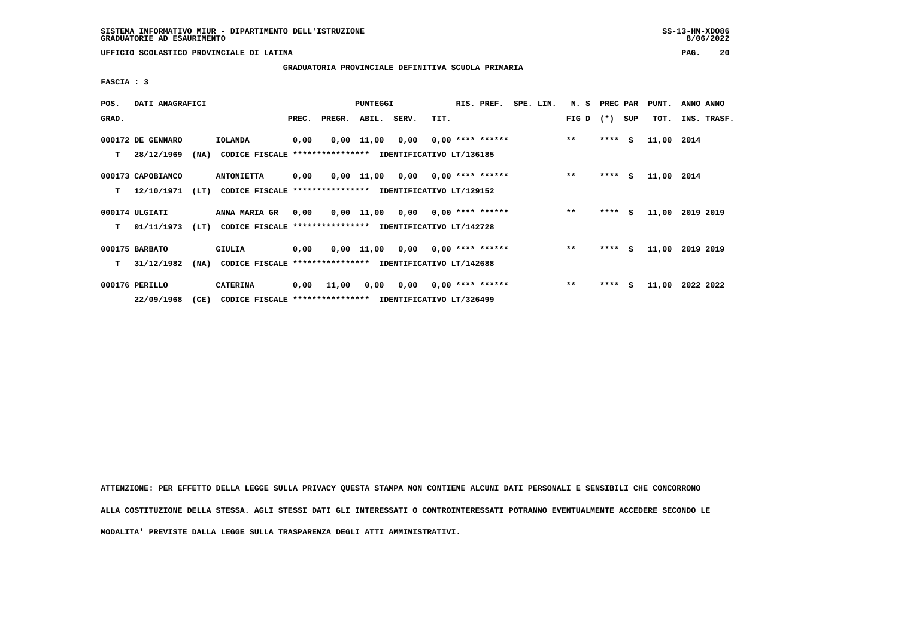SISTEMA INFORMATIVO MIUR - DIPARTIMENTO DELL'ISTRUZIONE
GRADUATORIE AD ESAURIMENTO

UFFICIO SCOLASTICO PROVINCIALE DI LATINA

GRADUATORIA PROVINCIALE DEFINITIVA SCUOLA PRIMARIA

FASCIA : 3

| POS. GRAD. | DATI ANAGRAFICI | | | PREC. | PREGR. | ABIL. | SERV. | TIT. | RIS. PREF. | SPE. LIN. | N. S FIG D | PREC PAR (*) | SUP | PUNT. TOT. | ANNO INS. | ANNO TRASF. |
|---|---|---|---|---|---|---|---|---|---|---|---|---|---|---|---|---|
| 000172 | DE GENNARO | | IOLANDA | 0,00 | 0,00 | 11,00 | 0,00 | 0,00 | **** ****** | | ** | **** | S | 11,00 | 2014 | |
| T | 28/12/1969 | (NA) | CODICE FISCALE **************** IDENTIFICATIVO LT/136185 | | | | | | | | | | | | | |
| 000173 | CAPOBIANCO | | ANTONIETTA | 0,00 | 0,00 | 11,00 | 0,00 | 0,00 | **** ****** | | ** | **** | S | 11,00 | 2014 | |
| T | 12/10/1971 | (LT) | CODICE FISCALE **************** IDENTIFICATIVO LT/129152 | | | | | | | | | | | | | |
| 000174 | ULGIATI | | ANNA MARIA GR | 0,00 | 0,00 | 11,00 | 0,00 | 0,00 | **** ****** | | ** | **** | S | 11,00 | 2019 | 2019 |
| T | 01/11/1973 | (LT) | CODICE FISCALE **************** IDENTIFICATIVO LT/142728 | | | | | | | | | | | | | |
| 000175 | BARBATO | | GIULIA | 0,00 | 0,00 | 11,00 | 0,00 | 0,00 | **** ****** | | ** | **** | S | 11,00 | 2019 | 2019 |
| T | 31/12/1982 | (NA) | CODICE FISCALE **************** IDENTIFICATIVO LT/142688 | | | | | | | | | | | | | |
| 000176 | PERILLO | | CATERINA | 0,00 | 11,00 | 0,00 | 0,00 | 0,00 | **** ****** | | ** | **** | S | 11,00 | 2022 | 2022 |
| | 22/09/1968 | (CE) | CODICE FISCALE **************** IDENTIFICATIVO LT/326499 | | | | | | | | | | | | | |

ATTENZIONE: PER EFFETTO DELLA LEGGE SULLA PRIVACY QUESTA STAMPA NON CONTIENE ALCUNI DATI PERSONALI E SENSIBILI CHE CONCORRONO ALLA COSTITUZIONE DELLA STESSA. AGLI STESSI DATI GLI INTERESSATI O CONTROINTERESSATI POTRANNO EVENTUALMENTE ACCEDERE SECONDO LE MODALITA' PREVISTE DALLA LEGGE SULLA TRASPARENZA DEGLI ATTI AMMINISTRATIVI.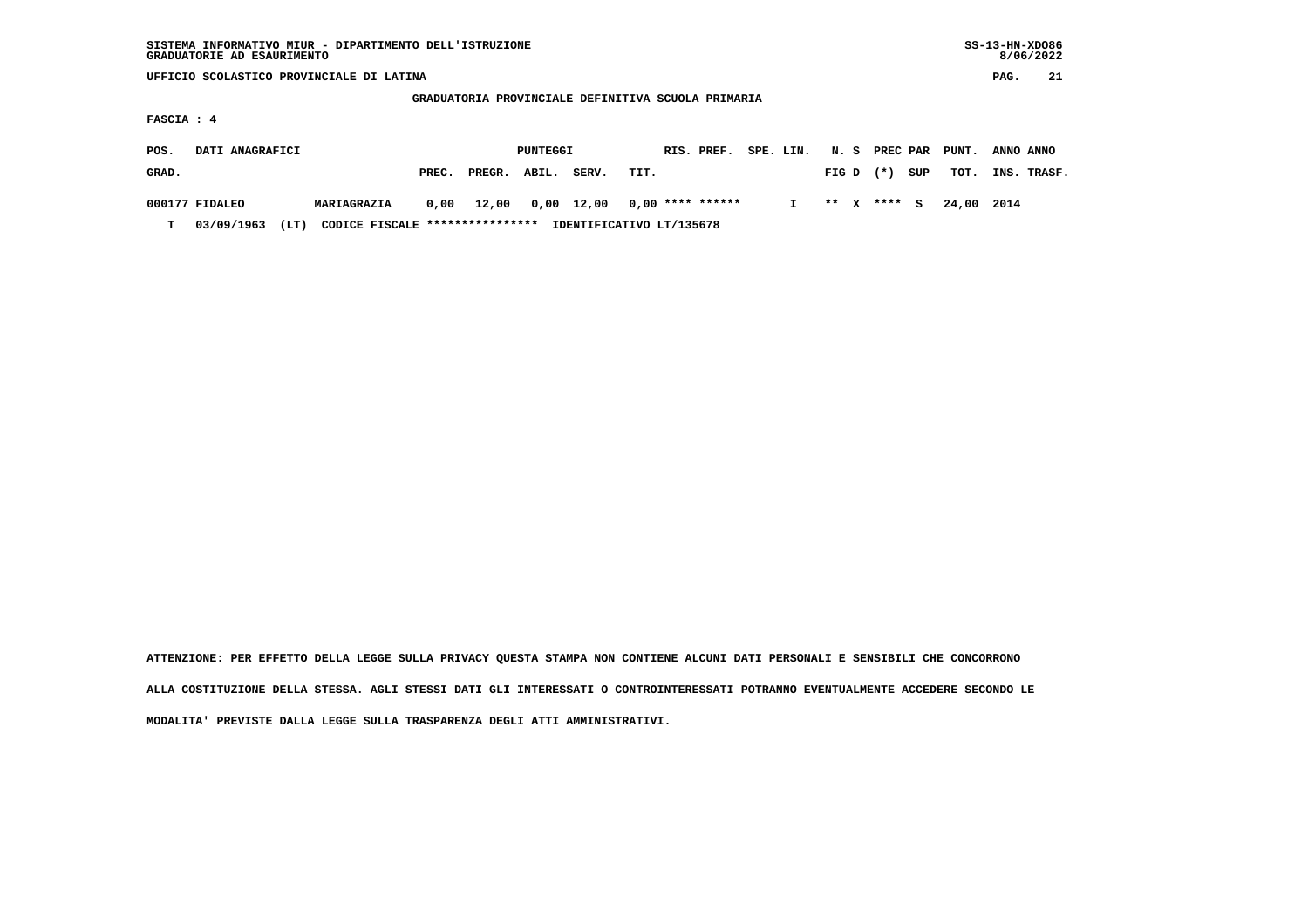SISTEMA INFORMATIVO MIUR - DIPARTIMENTO DELL'ISTRUZIONE
GRADUATORIE AD ESAURIMENTO

SS-13-HN-XDO86
8/06/2022

UFFICIO SCOLASTICO PROVINCIALE DI LATINA

**GRADUATORIA PROVINCIALE DEFINITIVA SCUOLA PRIMARIA**

FASCIA : 4

| POS. GRAD. | DATI ANAGRAFICI | | PUNTEGGI PREC. | PREGR. | ABIL. | SERV. | TIT. | RIS. PREF. | SPE. LIN. | N. S FIG D | PREC PAR (*) SUP | PUNT. TOT. | ANNO INS. | ANNO TRASF. |
|---|---|---|---|---|---|---|---|---|---|---|---|---|---|---|
| 000177 | FIDALEO | MARIAGRAZIA | 0,00 | 12,00 | 0,00 | 12,00 | 0,00 | **** ****** | I | ** X | **** S | 24,00 | 2014 | |
| T | 03/09/1963 (LT) | CODICE FISCALE **************** | IDENTIFICATIVO LT/135678 | | | | | | | | | | | |

ATTENZIONE: PER EFFETTO DELLA LEGGE SULLA PRIVACY QUESTA STAMPA NON CONTIENE ALCUNI DATI PERSONALI E SENSIBILI CHE CONCORRONO ALLA COSTITUZIONE DELLA STESSA. AGLI STESSI DATI GLI INTERESSATI O CONTROINTERESSATI POTRANNO EVENTUALMENTE ACCEDERE SECONDO LE MODALITA' PREVISTE DALLA LEGGE SULLA TRASPARENZA DEGLI ATTI AMMINISTRATIVI.